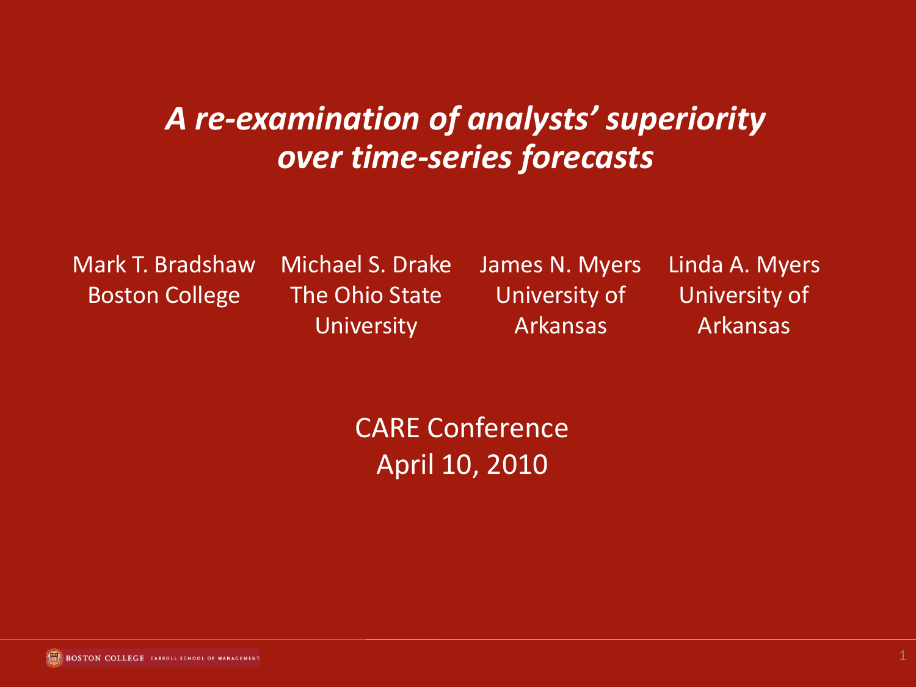# *A re-examination of analysts' superiority over time-series forecasts*

Mark T. Bradshaw
Boston College

Michael S. Drake
The Ohio State University

James N. Myers
University of Arkansas

Linda A. Myers
University of Arkansas

CARE Conference
April 10, 2010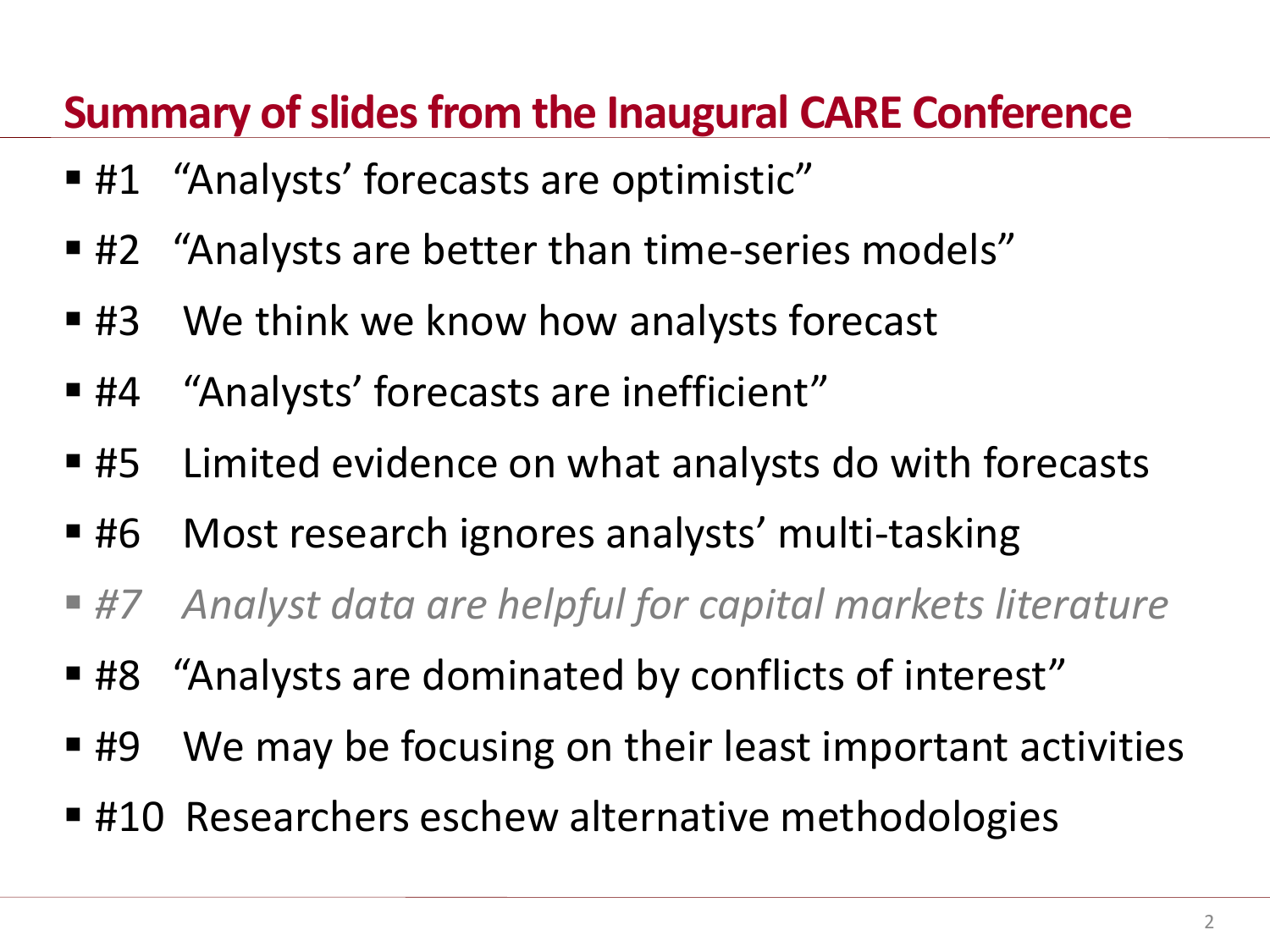## Summary of slides from the Inaugural CARE Conference

- #1 "Analysts' forecasts are optimistic"
- #2 "Analysts are better than time-series models"
- #3 We think we know how analysts forecast
- #4 "Analysts' forecasts are inefficient"
- #5 Limited evidence on what analysts do with forecasts
- #6 Most research ignores analysts' multi-tasking
- *#7 Analyst data are helpful for capital markets literature*
- #8 "Analysts are dominated by conflicts of interest"
- #9 We may be focusing on their least important activities
- #10 Researchers eschew alternative methodologies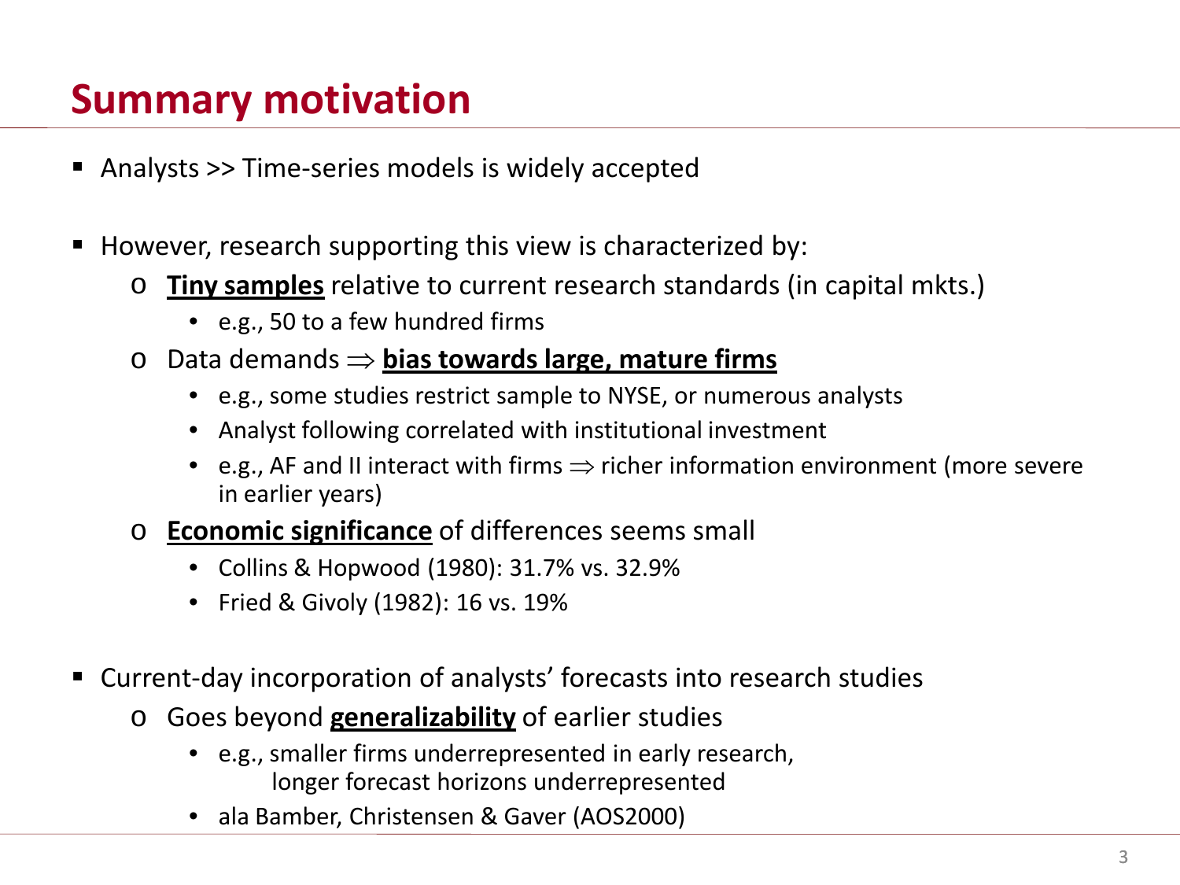# Summary motivation

- Analysts >> Time-series models is widely accepted

- However, research supporting this view is characterized by:
  - **Tiny samples** relative to current research standards (in capital mkts.)
    - e.g., 50 to a few hundred firms
  - Data demands $\Rightarrow$ **bias towards large, mature firms**
    - e.g., some studies restrict sample to NYSE, or numerous analysts
    - Analyst following correlated with institutional investment
    - e.g., AF and II interact with firms $\Rightarrow$ richer information environment (more severe in earlier years)
  - **Economic significance** of differences seems small
    - Collins & Hopwood (1980): 31.7% vs. 32.9%
    - Fried & Givoly (1982): 16 vs. 19%

- Current-day incorporation of analysts' forecasts into research studies
  - Goes beyond **generalizability** of earlier studies
    - e.g., smaller firms underrepresented in early research, longer forecast horizons underrepresented
    - ala Bamber, Christensen & Gaver (AOS2000)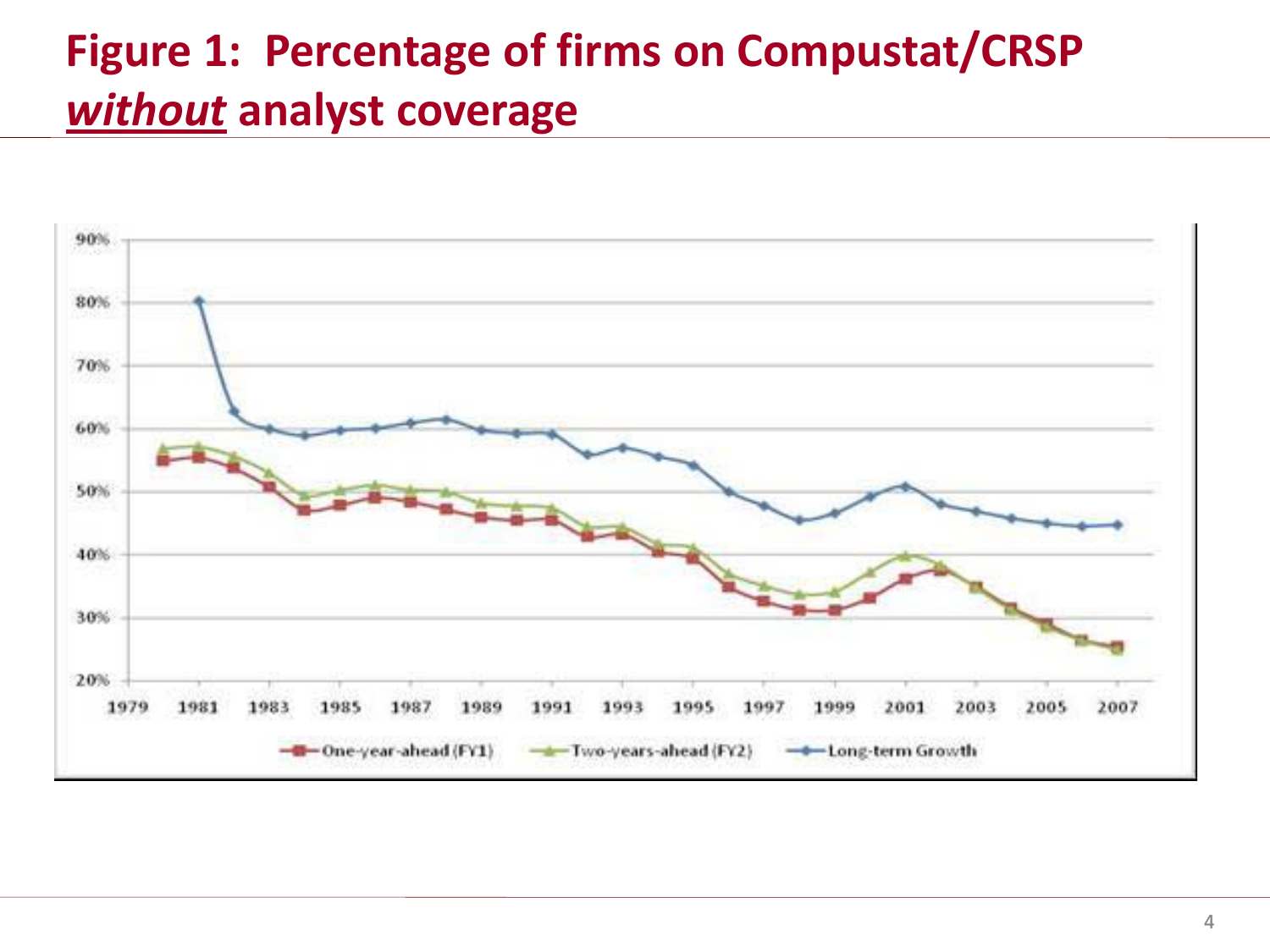# Figure 1: Percentage of firms on Compustat/CRSP *without* analyst coverage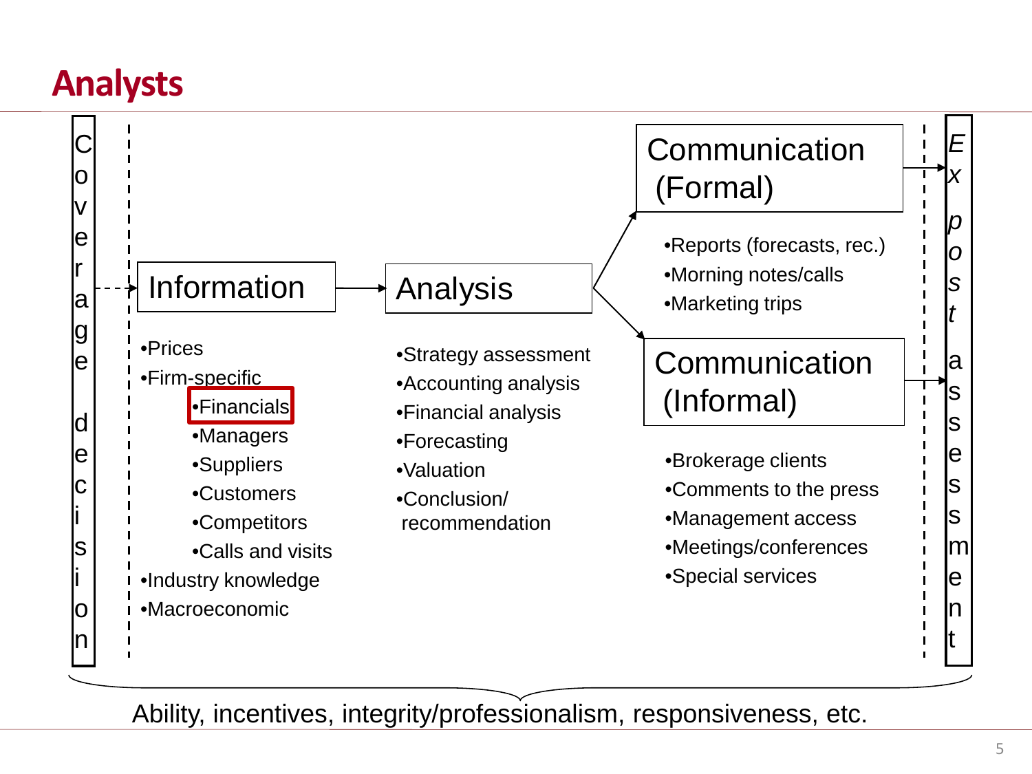# Analysts

Coverage decision

**Information**

- Prices
- Firm-specific
  - Financials
  - Managers
  - Suppliers
  - Customers
  - Competitors
  - Calls and visits
- Industry knowledge
- Macroeconomic

**Analysis**

- Strategy assessment
- Accounting analysis
- Financial analysis
- Forecasting
- Valuation
- Conclusion/ recommendation

**Communication (Formal)**

- Reports (forecasts, rec.)
- Morning notes/calls
- Marketing trips

**Communication (Informal)**

- Brokerage clients
- Comments to the press
- Management access
- Meetings/conferences
- Special services

*Ex post* assessment

Ability, incentives, integrity/professionalism, responsiveness, etc.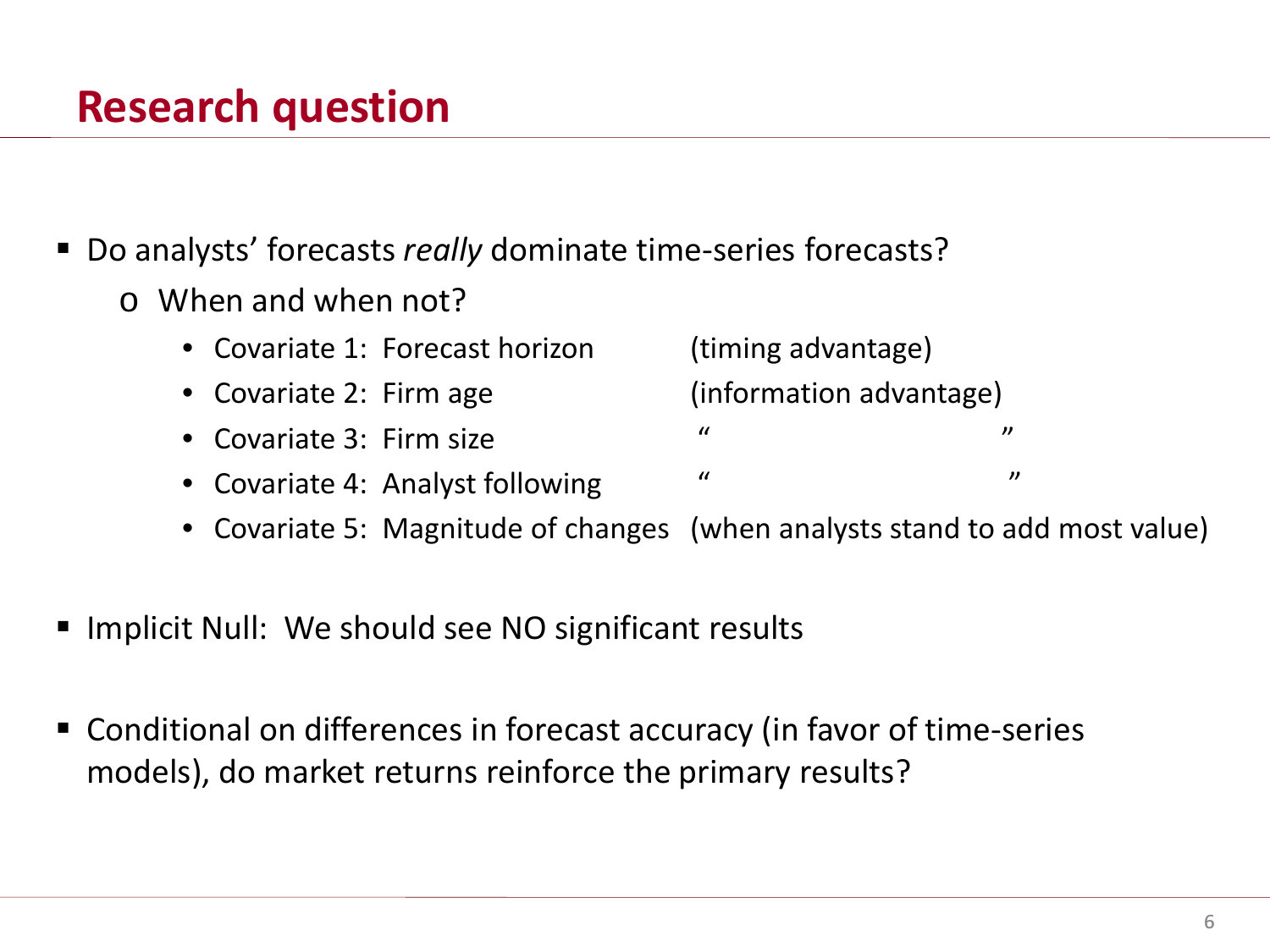# Research question

- Do analysts' forecasts *really* dominate time-series forecasts?
  - When and when not?
    - Covariate 1: Forecast horizon (timing advantage)
    - Covariate 2: Firm age (information advantage)
    - Covariate 3: Firm size " "
    - Covariate 4: Analyst following " "
    - Covariate 5: Magnitude of changes (when analysts stand to add most value)

- Implicit Null: We should see NO significant results

- Conditional on differences in forecast accuracy (in favor of time-series models), do market returns reinforce the primary results?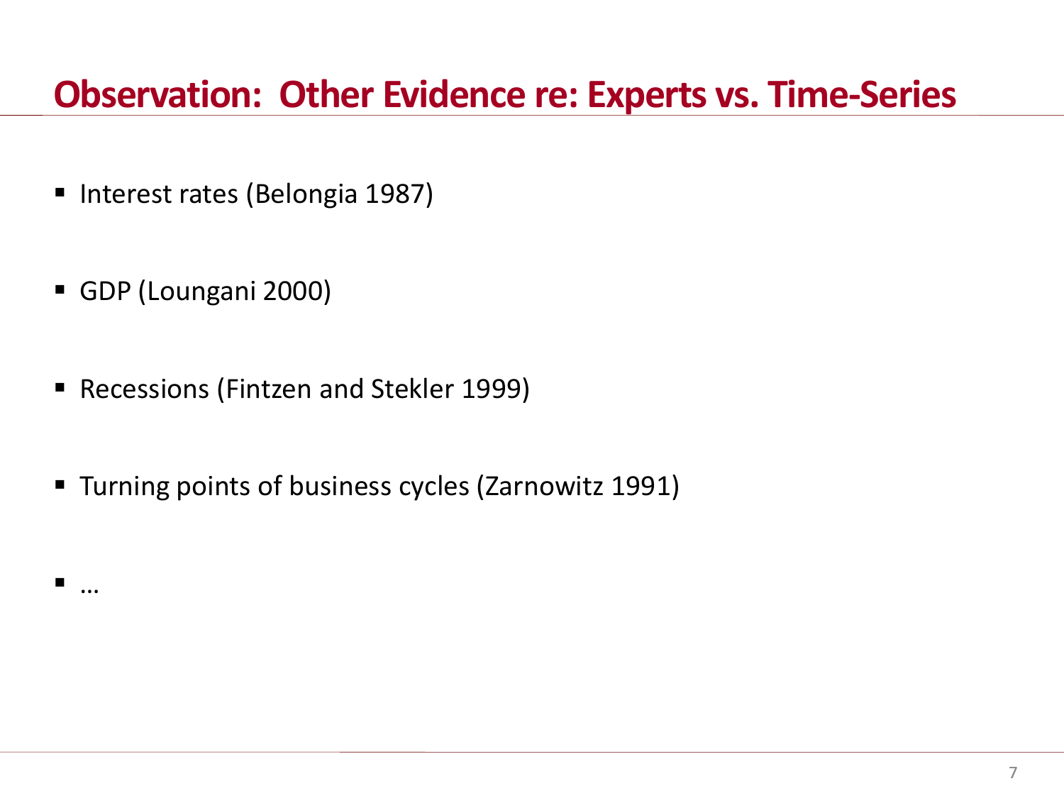# Observation: Other Evidence re: Experts vs. Time-Series

- Interest rates (Belongia 1987)
- GDP (Loungani 2000)
- Recessions (Fintzen and Stekler 1999)
- Turning points of business cycles (Zarnowitz 1991)
- …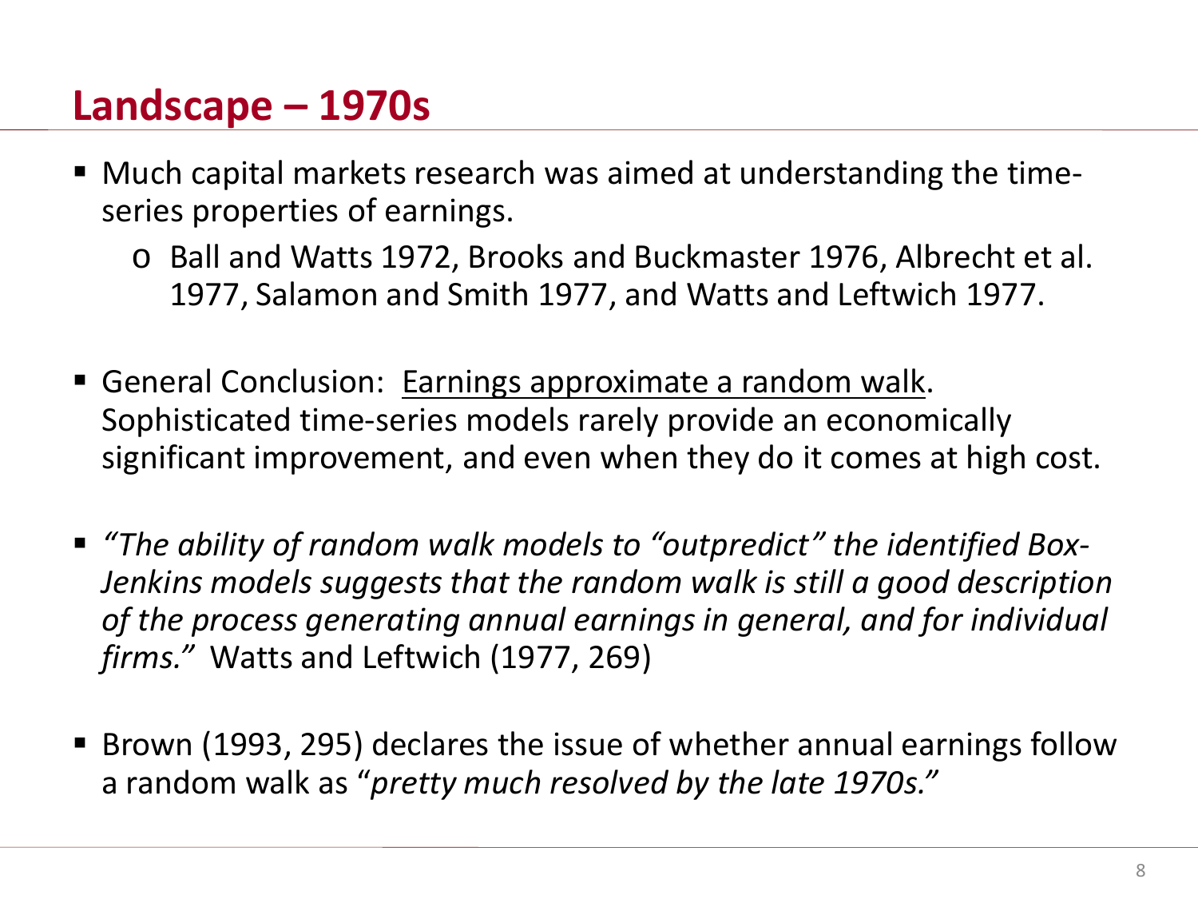## Landscape – 1970s

- Much capital markets research was aimed at understanding the time-series properties of earnings.
  - Ball and Watts 1972, Brooks and Buckmaster 1976, Albrecht et al. 1977, Salamon and Smith 1977, and Watts and Leftwich 1977.

- General Conclusion: <u>Earnings approximate a random walk</u>. Sophisticated time-series models rarely provide an economically significant improvement, and even when they do it comes at high cost.

- *"The ability of random walk models to "outpredict" the identified Box-Jenkins models suggests that the random walk is still a good description of the process generating annual earnings in general, and for individual firms."* Watts and Leftwich (1977, 269)

- Brown (1993, 295) declares the issue of whether annual earnings follow a random walk as "*pretty much resolved by the late 1970s.*"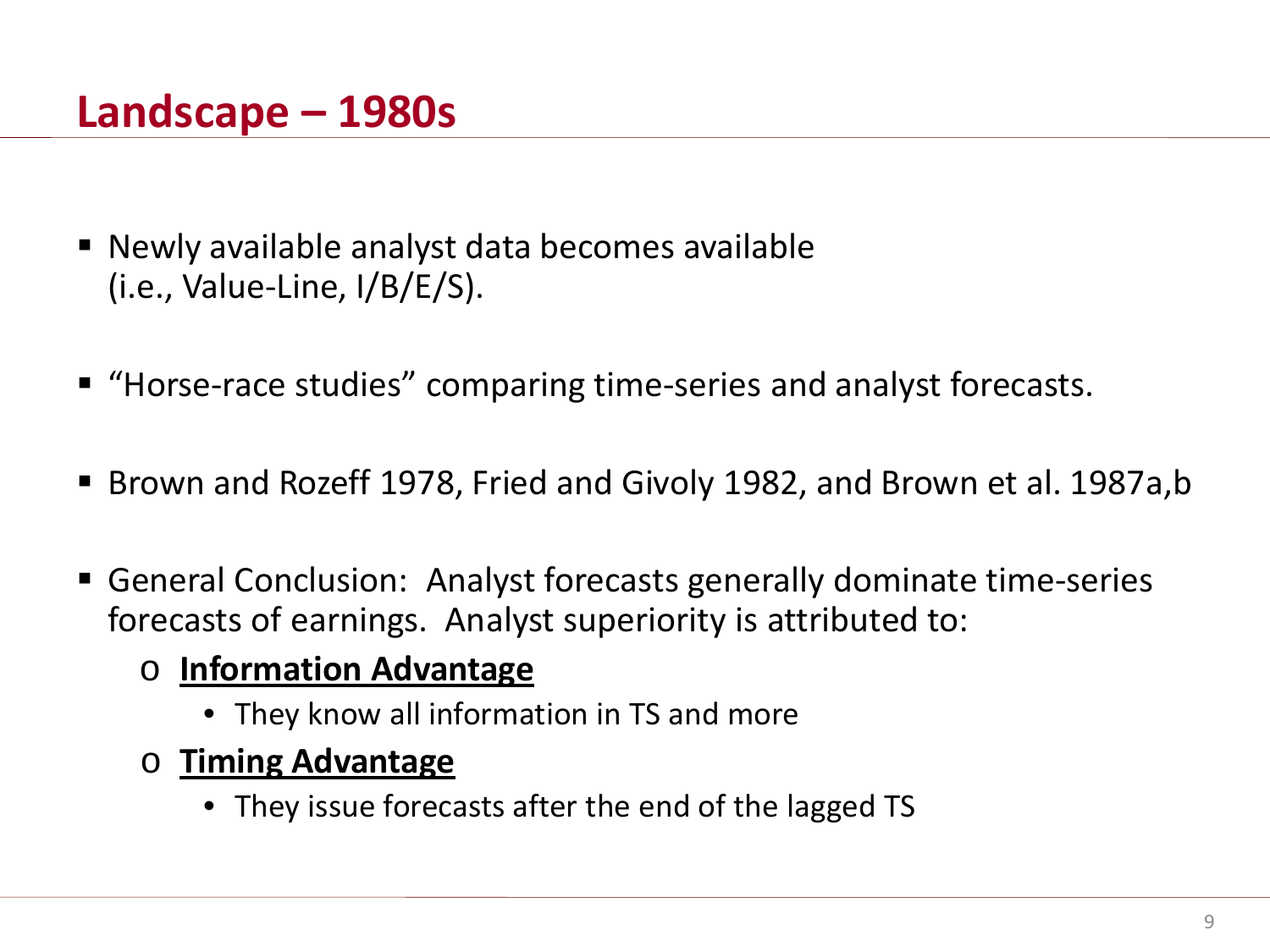# Landscape – 1980s

- Newly available analyst data becomes available (i.e., Value-Line, I/B/E/S).
- "Horse-race studies" comparing time-series and analyst forecasts.
- Brown and Rozeff 1978, Fried and Givoly 1982, and Brown et al. 1987a,b
- General Conclusion: Analyst forecasts generally dominate time-series forecasts of earnings. Analyst superiority is attributed to:
  - **Information Advantage**
    - They know all information in TS and more
  - **Timing Advantage**
    - They issue forecasts after the end of the lagged TS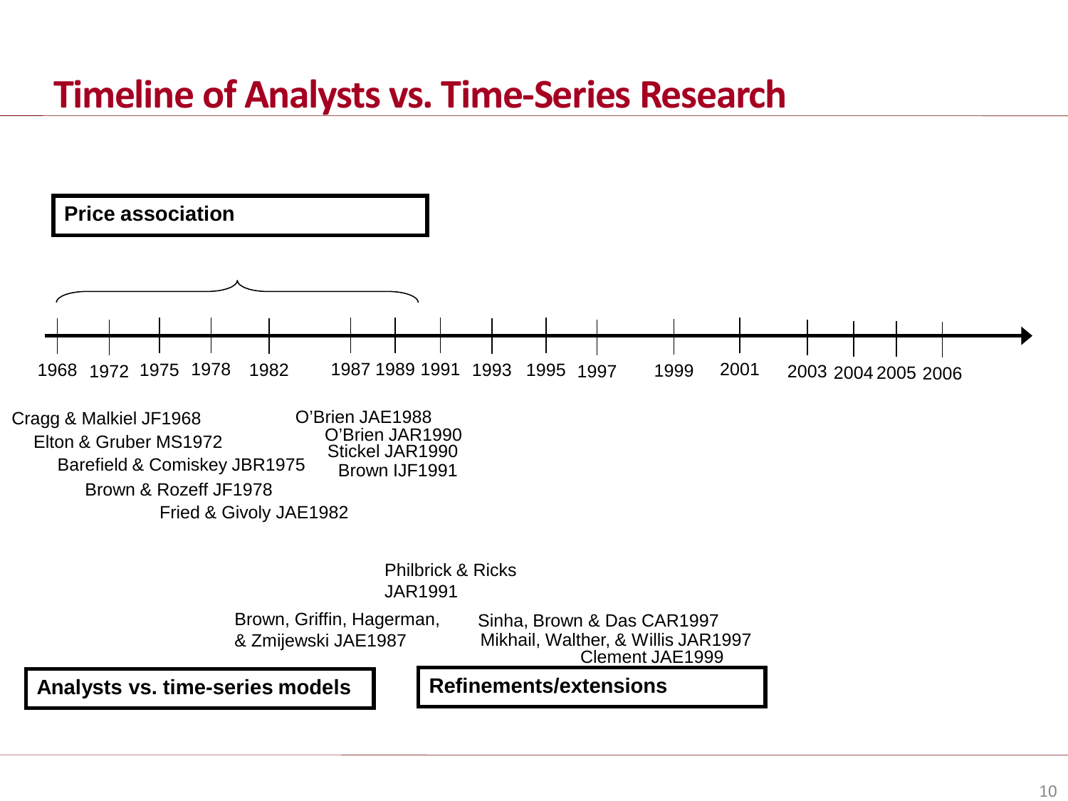# Timeline of Analysts vs. Time-Series Research

**Price association**

1968 1972 1975 1978 1982 1987 1989 1991 1993 1995 1997 1999 2001 2003 2004 2005 2006

Cragg & Malkiel JF1968
Elton & Gruber MS1972
Barefield & Comiskey JBR1975
Brown & Rozeff JF1978
Fried & Givoly JAE1982

O'Brien JAE1988
O'Brien JAR1990
Stickel JAR1990
Brown IJF1991

Philbrick & Ricks JAR1991

Brown, Griffin, Hagerman, & Zmijewski JAE1987

**Analysts vs. time-series models**

Sinha, Brown & Das CAR1997
Mikhail, Walther, & Willis JAR1997
Clement JAE1999

**Refinements/extensions**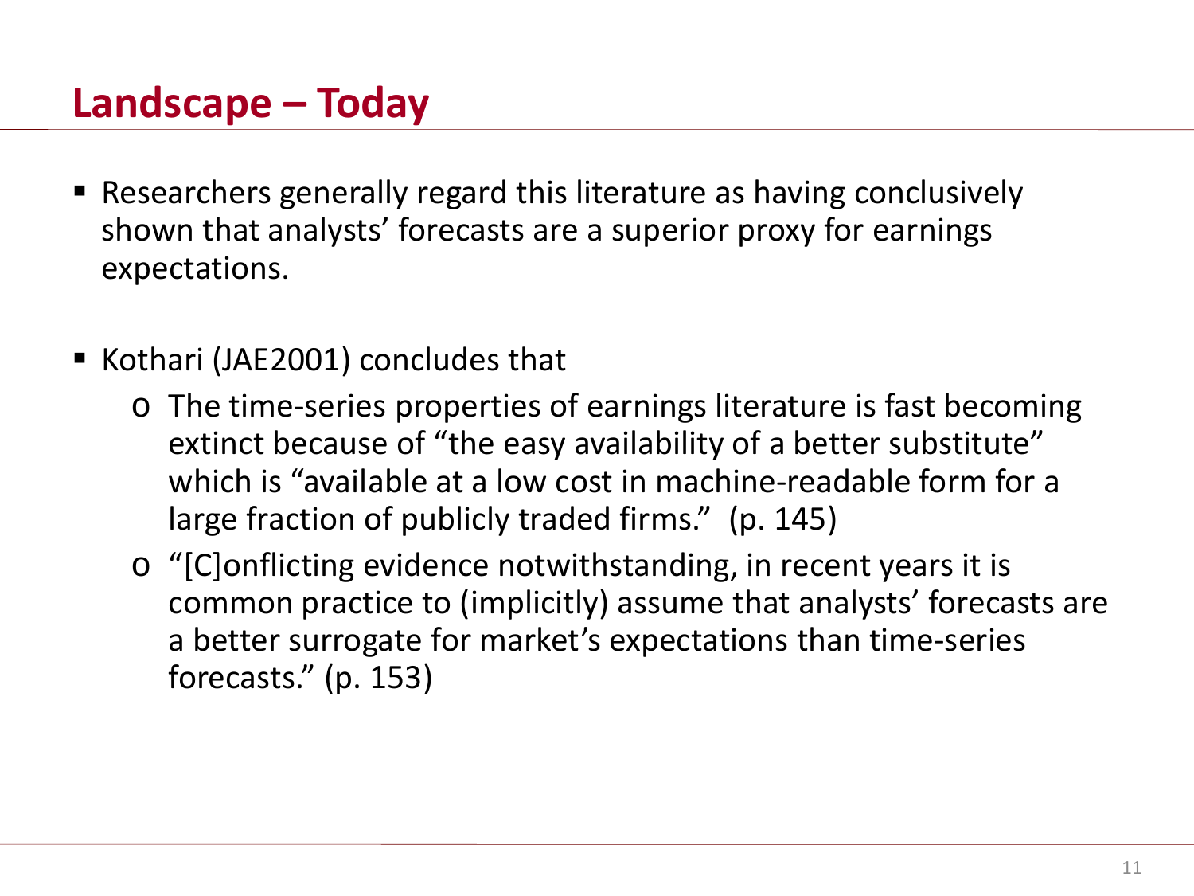## Landscape – Today

- Researchers generally regard this literature as having conclusively shown that analysts' forecasts are a superior proxy for earnings expectations.

- Kothari (JAE2001) concludes that
  - The time-series properties of earnings literature is fast becoming extinct because of "the easy availability of a better substitute" which is "available at a low cost in machine-readable form for a large fraction of publicly traded firms." (p. 145)
  - "[C]onflicting evidence notwithstanding, in recent years it is common practice to (implicitly) assume that analysts' forecasts are a better surrogate for market's expectations than time-series forecasts." (p. 153)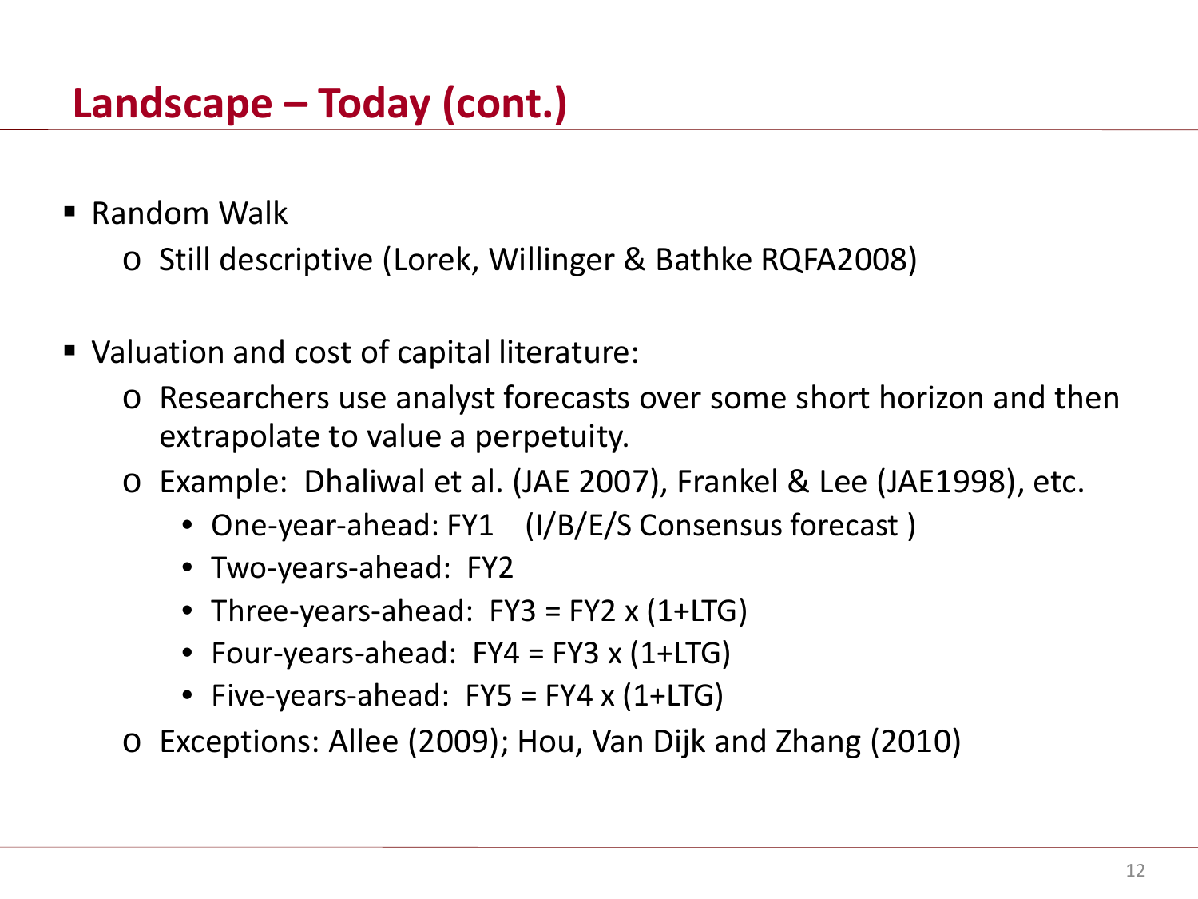## Landscape – Today (cont.)

- Random Walk
  - Still descriptive (Lorek, Willinger & Bathke RQFA2008)

- Valuation and cost of capital literature:
  - Researchers use analyst forecasts over some short horizon and then extrapolate to value a perpetuity.
  - Example: Dhaliwal et al. (JAE 2007), Frankel & Lee (JAE1998), etc.
    - One-year-ahead: FY1 (I/B/E/S Consensus forecast )
    - Two-years-ahead: FY2
    - Three-years-ahead: FY3 = FY2 x (1+LTG)
    - Four-years-ahead: FY4 = FY3 x (1+LTG)
    - Five-years-ahead: FY5 = FY4 x (1+LTG)
  - Exceptions: Allee (2009); Hou, Van Dijk and Zhang (2010)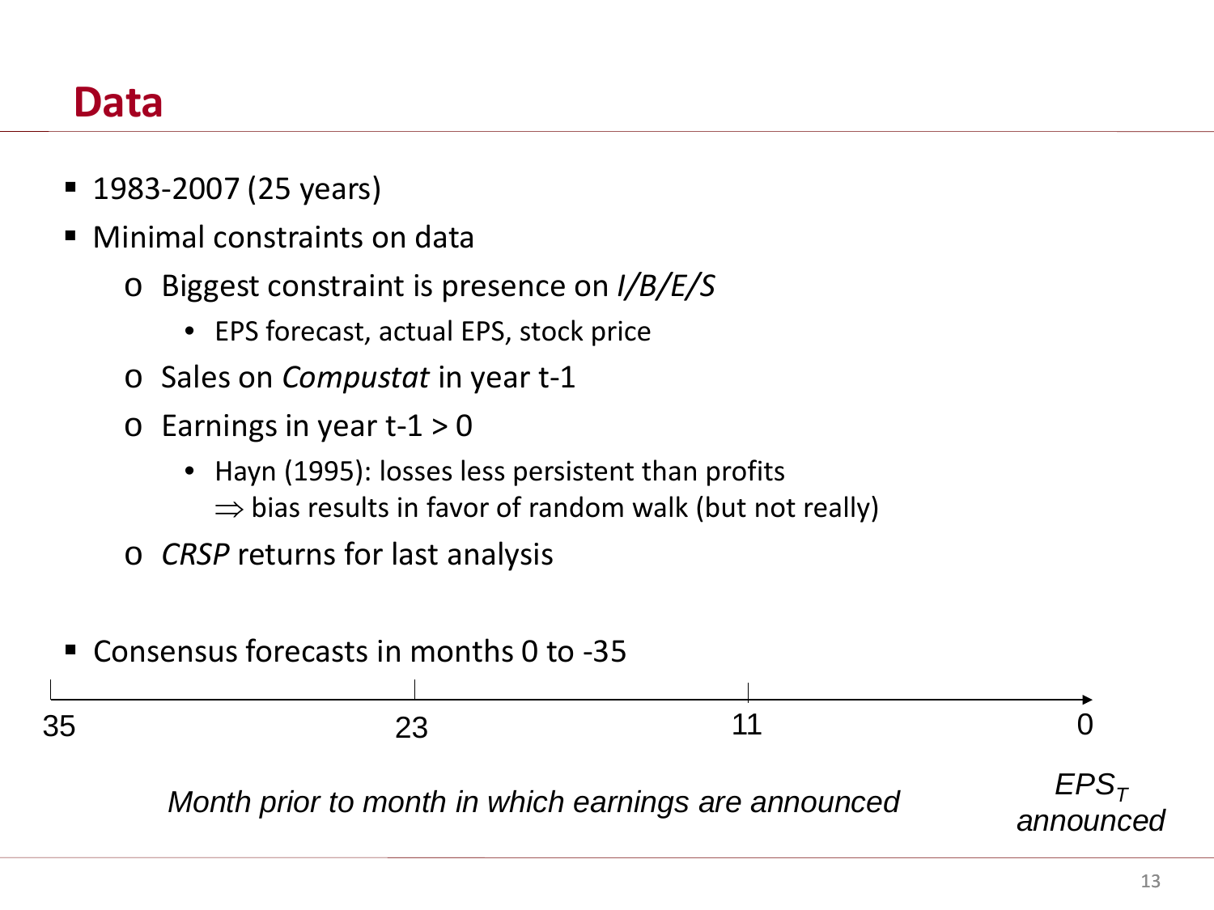# Data

- 1983-2007 (25 years)
- Minimal constraints on data
  - Biggest constraint is presence on *I/B/E/S*
    - EPS forecast, actual EPS, stock price
  - Sales on *Compustat* in year t-1
  - Earnings in year t-1 > 0
    - Hayn (1995): losses less persistent than profits
      $\Rightarrow$ bias results in favor of random walk (but not really)
  - *CRSP* returns for last analysis

- Consensus forecasts in months 0 to -35

35 — 23 — 11 — 0

*Month prior to month in which earnings are announced*

*$EPS_T$ announced*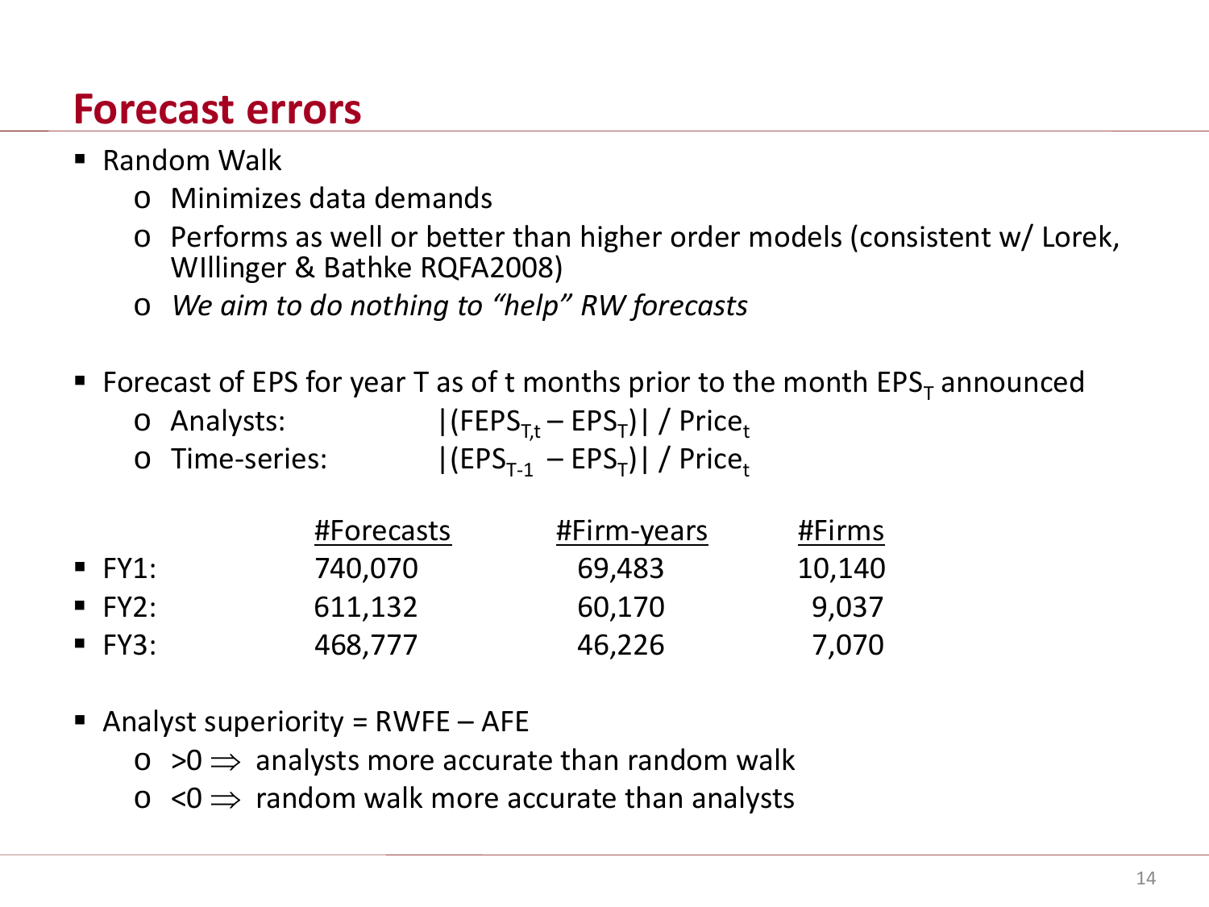# Forecast errors

- Random Walk
  - Minimizes data demands
  - Performs as well or better than higher order models (consistent w/ Lorek, WIllinger & Bathke RQFA2008)
  - *We aim to do nothing to "help" RW forecasts'*

- Forecast of EPS for year T as of t months prior to the month $EPS_T$ announced
  - Analysts: $|(FEPS_{T,t} - EPS_T)| / Price_t$
  - Time-series: $|(EPS_{T-1} - EPS_T)| / Price_t$

| | #Forecasts | #Firm-years | #Firms |
|---|---|---|---|
| FY1: | 740,070 | 69,483 | 10,140 |
| FY2: | 611,132 | 60,170 | 9,037 |
| FY3: | 468,777 | 46,226 | 7,070 |

- Analyst superiority = RWFE – AFE
  - $>0 \Rightarrow$ analysts more accurate than random walk
  - $<0 \Rightarrow$ random walk more accurate than analysts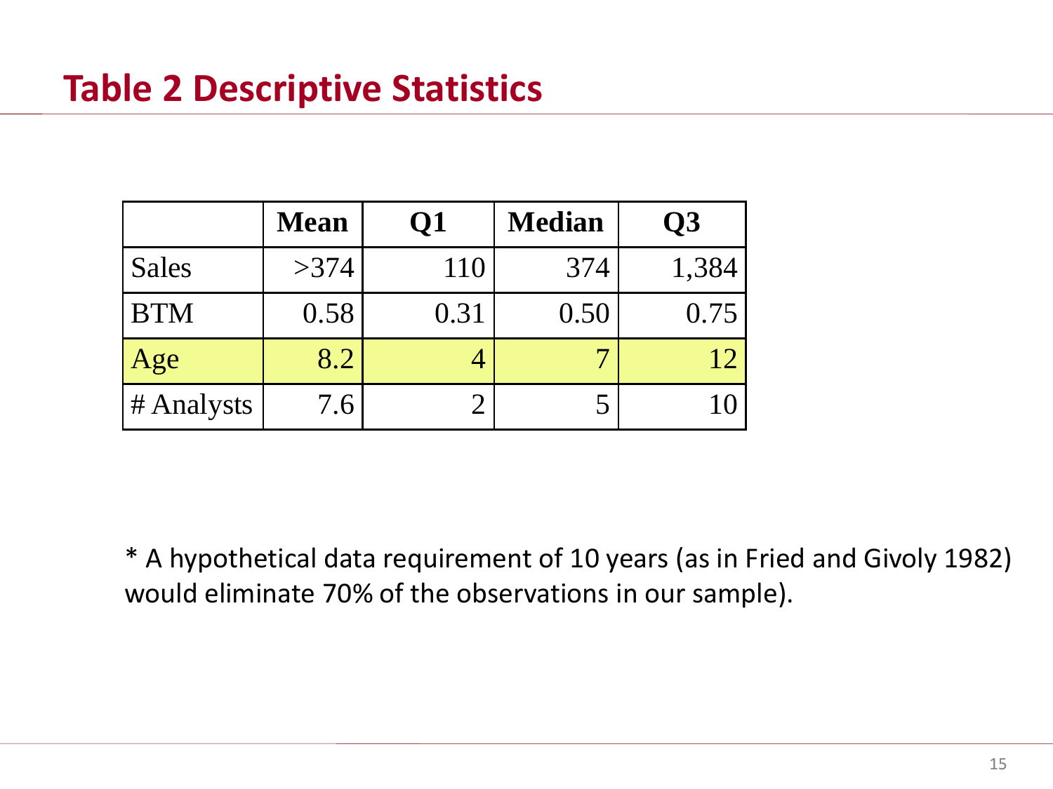## Table 2 Descriptive Statistics

| | Mean | Q1 | Median | Q3 |
|---|---|---|---|---|
| Sales | >374 | 110 | 374 | 1,384 |
| BTM | 0.58 | 0.31 | 0.50 | 0.75 |
| Age | 8.2 | 4 | 7 | 12 |
| # Analysts | 7.6 | 2 | 5 | 10 |

* A hypothetical data requirement of 10 years (as in Fried and Givoly 1982) would eliminate 70% of the observations in our sample).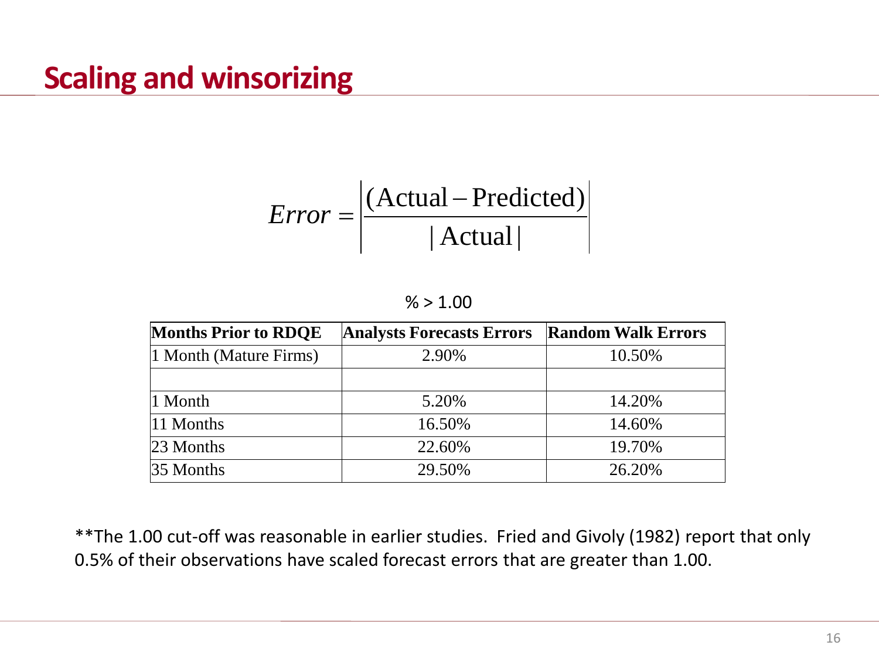# Scaling and winsorizing

$$Error = \left| \frac{(\text{Actual} - \text{Predicted})}{|\text{Actual}|} \right|$$

% > 1.00

| Months Prior to RDQE | Analysts Forecasts Errors | Random Walk Errors |
|---|---|---|
| 1 Month (Mature Firms) | 2.90% | 10.50% |
| | | |
| 1 Month | 5.20% | 14.20% |
| 11 Months | 16.50% | 14.60% |
| 23 Months | 22.60% | 19.70% |
| 35 Months | 29.50% | 26.20% |

**The 1.00 cut-off was reasonable in earlier studies. Fried and Givoly (1982) report that only 0.5% of their observations have scaled forecast errors that are greater than 1.00.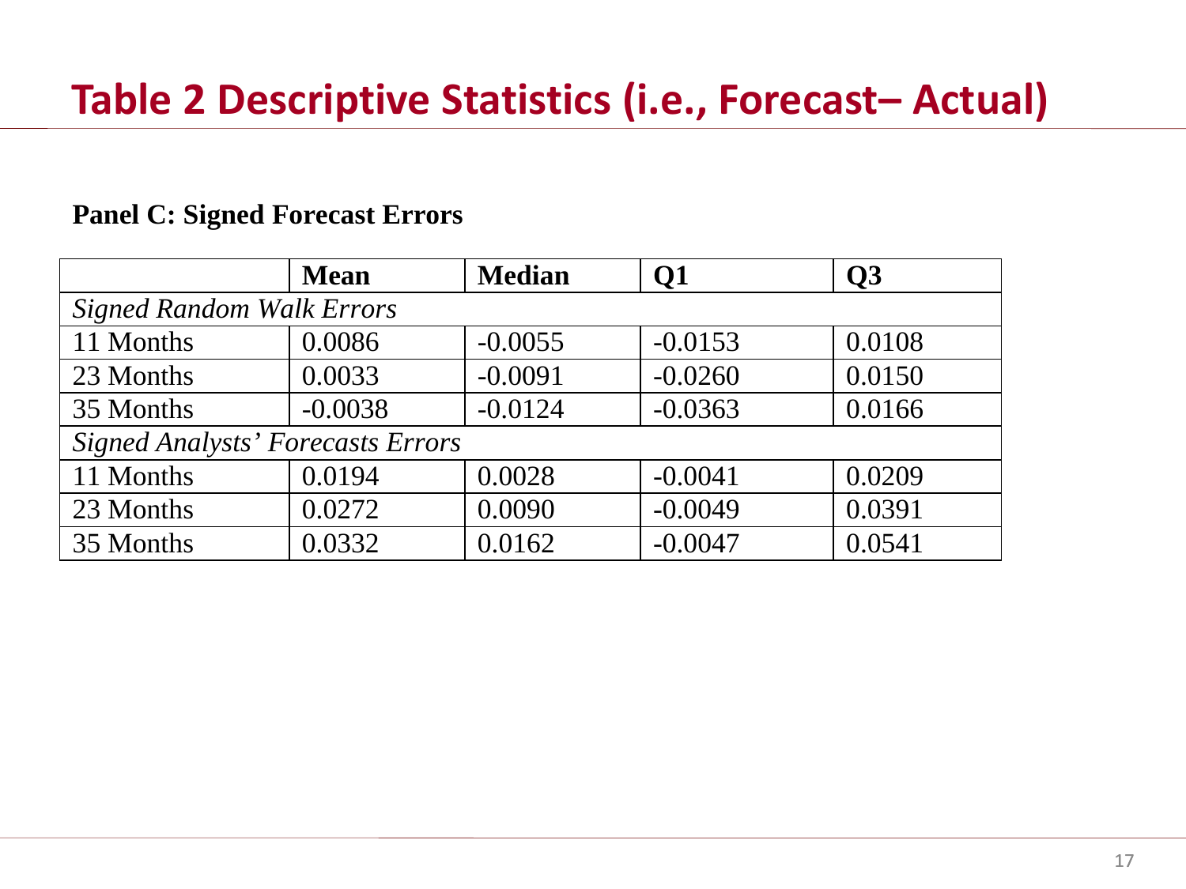# Table 2 Descriptive Statistics (i.e., Forecast– Actual)

**Panel C: Signed Forecast Errors**

| | **Mean** | **Median** | **Q1** | **Q3** |
|---|---|---|---|---|
| *Signed Random Walk Errors* | | | | |
| 11 Months | 0.0086 | -0.0055 | -0.0153 | 0.0108 |
| 23 Months | 0.0033 | -0.0091 | -0.0260 | 0.0150 |
| 35 Months | -0.0038 | -0.0124 | -0.0363 | 0.0166 |
| *Signed Analysts' Forecasts Errors* | | | | |
| 11 Months | 0.0194 | 0.0028 | -0.0041 | 0.0209 |
| 23 Months | 0.0272 | 0.0090 | -0.0049 | 0.0391 |
| 35 Months | 0.0332 | 0.0162 | -0.0047 | 0.0541 |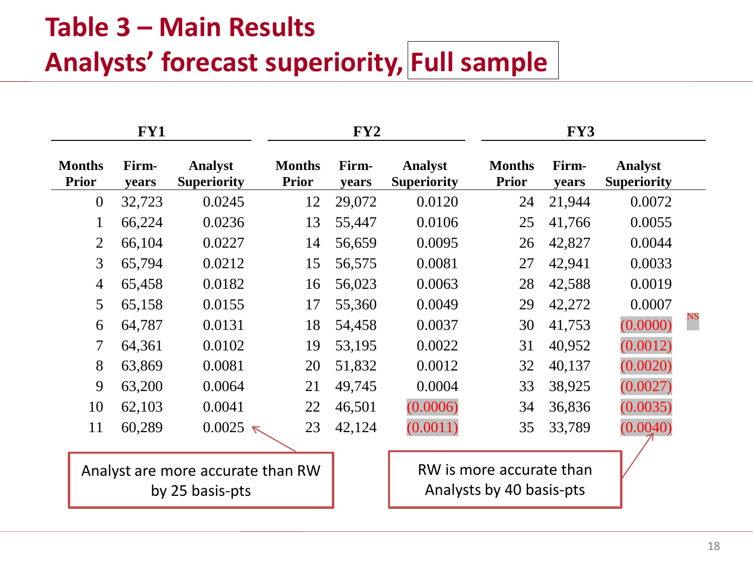# Table 3 – Main Results

## Analysts' forecast superiority, Full sample

| FY1 | | | FY2 | | | FY3 | | |
|---|---|---|---|---|---|---|---|---|
| Months Prior | Firm-years | Analyst Superiority | Months Prior | Firm-years | Analyst Superiority | Months Prior | Firm-years | Analyst Superiority |
| 0 | 32,723 | 0.0245 | 12 | 29,072 | 0.0120 | 24 | 21,944 | 0.0072 |
| 1 | 66,224 | 0.0236 | 13 | 55,447 | 0.0106 | 25 | 41,766 | 0.0055 |
| 2 | 66,104 | 0.0227 | 14 | 56,659 | 0.0095 | 26 | 42,827 | 0.0044 |
| 3 | 65,794 | 0.0212 | 15 | 56,575 | 0.0081 | 27 | 42,941 | 0.0033 |
| 4 | 65,458 | 0.0182 | 16 | 56,023 | 0.0063 | 28 | 42,588 | 0.0019 |
| 5 | 65,158 | 0.0155 | 17 | 55,360 | 0.0049 | 29 | 42,272 | 0.0007 |
| 6 | 64,787 | 0.0131 | 18 | 54,458 | 0.0037 | 30 | 41,753 | (0.0000) NS |
| 7 | 64,361 | 0.0102 | 19 | 53,195 | 0.0022 | 31 | 40,952 | (0.0012) |
| 8 | 63,869 | 0.0081 | 20 | 51,832 | 0.0012 | 32 | 40,137 | (0.0020) |
| 9 | 63,200 | 0.0064 | 21 | 49,745 | 0.0004 | 33 | 38,925 | (0.0027) |
| 10 | 62,103 | 0.0041 | 22 | 46,501 | (0.0006) | 34 | 36,836 | (0.0035) |
| 11 | 60,289 | 0.0025 | 23 | 42,124 | (0.0011) | 35 | 33,789 | (0.0040) |

Analyst are more accurate than RW by 25 basis-pts

RW is more accurate than Analysts by 40 basis-pts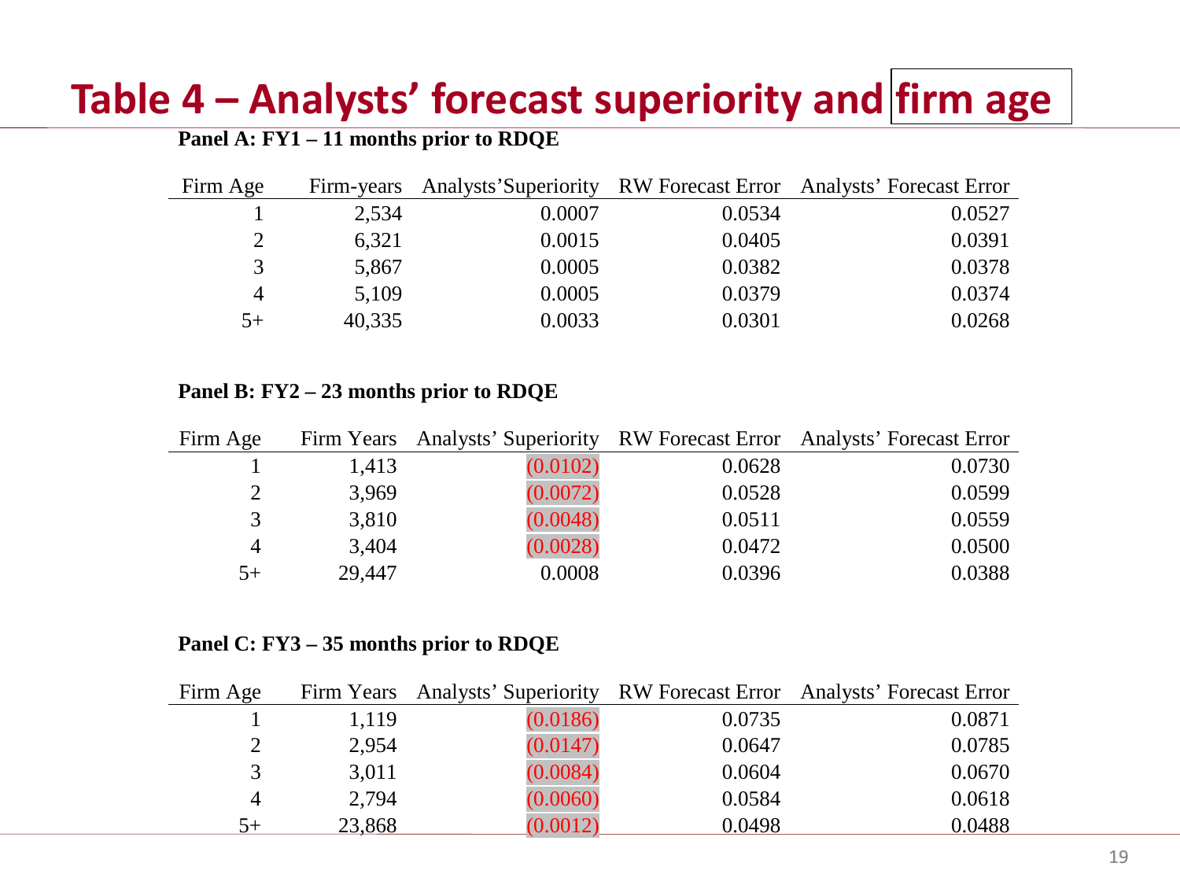# Table 4 – Analysts' forecast superiority and firm age

**Panel A: FY1 – 11 months prior to RDQE**

| Firm Age | Firm-years | Analysts'Superiority | RW Forecast Error | Analysts' Forecast Error |
|---|---|---|---|---|
| 1 | 2,534 | 0.0007 | 0.0534 | 0.0527 |
| 2 | 6,321 | 0.0015 | 0.0405 | 0.0391 |
| 3 | 5,867 | 0.0005 | 0.0382 | 0.0378 |
| 4 | 5,109 | 0.0005 | 0.0379 | 0.0374 |
| 5+ | 40,335 | 0.0033 | 0.0301 | 0.0268 |

**Panel B: FY2 – 23 months prior to RDQE**

| Firm Age | Firm Years | Analysts' Superiority | RW Forecast Error | Analysts' Forecast Error |
|---|---|---|---|---|
| 1 | 1,413 | (0.0102) | 0.0628 | 0.0730 |
| 2 | 3,969 | (0.0072) | 0.0528 | 0.0599 |
| 3 | 3,810 | (0.0048) | 0.0511 | 0.0559 |
| 4 | 3,404 | (0.0028) | 0.0472 | 0.0500 |
| 5+ | 29,447 | 0.0008 | 0.0396 | 0.0388 |

**Panel C: FY3 – 35 months prior to RDQE**

| Firm Age | Firm Years | Analysts' Superiority | RW Forecast Error | Analysts' Forecast Error |
|---|---|---|---|---|
| 1 | 1,119 | (0.0186) | 0.0735 | 0.0871 |
| 2 | 2,954 | (0.0147) | 0.0647 | 0.0785 |
| 3 | 3,011 | (0.0084) | 0.0604 | 0.0670 |
| 4 | 2,794 | (0.0060) | 0.0584 | 0.0618 |
| 5+ | 23,868 | (0.0012) | 0.0498 | 0.0488 |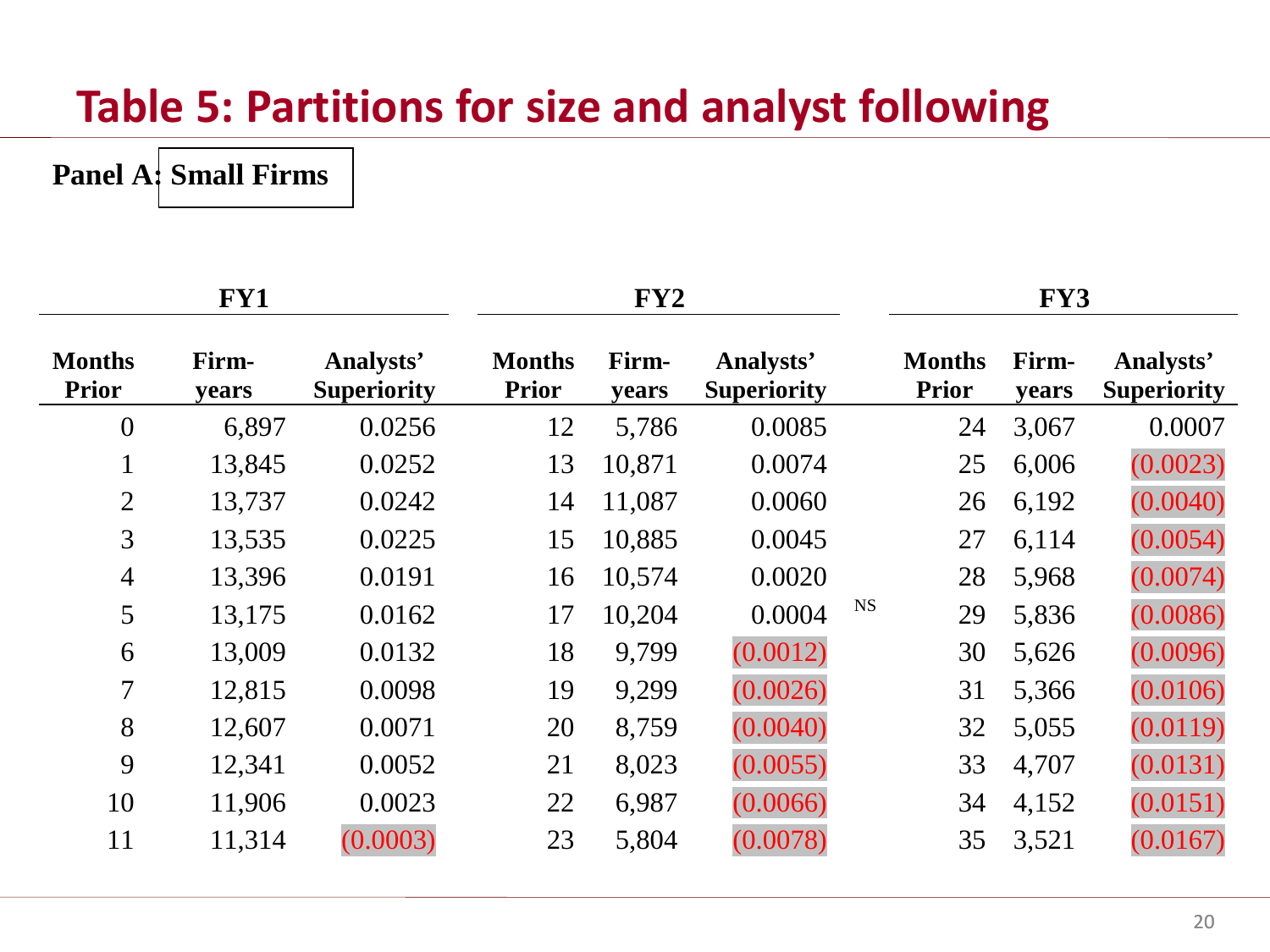# Table 5: Partitions for size and analyst following

**Panel A: Small Firms**

| FY1 | | | FY2 | | | | FY3 | | |
|---|---|---|---|---|---|---|---|---|---|
| **Months Prior** | **Firm-years** | **Analysts' Superiority** | **Months Prior** | **Firm-years** | **Analysts' Superiority** | | **Months Prior** | **Firm-years** | **Analysts' Superiority** |
| 0 | 6,897 | 0.0256 | 12 | 5,786 | 0.0085 | | 24 | 3,067 | 0.0007 |
| 1 | 13,845 | 0.0252 | 13 | 10,871 | 0.0074 | | 25 | 6,006 | (0.0023) |
| 2 | 13,737 | 0.0242 | 14 | 11,087 | 0.0060 | | 26 | 6,192 | (0.0040) |
| 3 | 13,535 | 0.0225 | 15 | 10,885 | 0.0045 | | 27 | 6,114 | (0.0054) |
| 4 | 13,396 | 0.0191 | 16 | 10,574 | 0.0020 | | 28 | 5,968 | (0.0074) |
| 5 | 13,175 | 0.0162 | 17 | 10,204 | 0.0004 | NS | 29 | 5,836 | (0.0086) |
| 6 | 13,009 | 0.0132 | 18 | 9,799 | (0.0012) | | 30 | 5,626 | (0.0096) |
| 7 | 12,815 | 0.0098 | 19 | 9,299 | (0.0026) | | 31 | 5,366 | (0.0106) |
| 8 | 12,607 | 0.0071 | 20 | 8,759 | (0.0040) | | 32 | 5,055 | (0.0119) |
| 9 | 12,341 | 0.0052 | 21 | 8,023 | (0.0055) | | 33 | 4,707 | (0.0131) |
| 10 | 11,906 | 0.0023 | 22 | 6,987 | (0.0066) | | 34 | 4,152 | (0.0151) |
| 11 | 11,314 | (0.0003) | 23 | 5,804 | (0.0078) | | 35 | 3,521 | (0.0167) |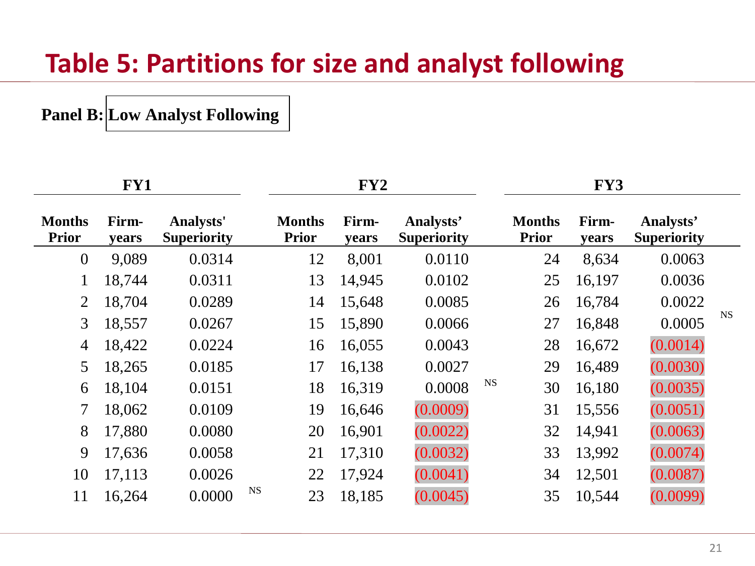# Table 5: Partitions for size and analyst following

**Panel B: Low Analyst Following**

| FY1 | | | | FY2 | | | | FY3 | | | |
|---|---|---|---|---|---|---|---|---|---|---|---|
| **Months Prior** | **Firm-years** | **Analysts' Superiority** | | **Months Prior** | **Firm-years** | **Analysts' Superiority** | | **Months Prior** | **Firm-years** | **Analysts' Superiority** | |
| 0 | 9,089 | 0.0314 | | 12 | 8,001 | 0.0110 | | 24 | 8,634 | 0.0063 | |
| 1 | 18,744 | 0.0311 | | 13 | 14,945 | 0.0102 | | 25 | 16,197 | 0.0036 | |
| 2 | 18,704 | 0.0289 | | 14 | 15,648 | 0.0085 | | 26 | 16,784 | 0.0022 | |
| 3 | 18,557 | 0.0267 | | 15 | 15,890 | 0.0066 | | 27 | 16,848 | 0.0005 | NS |
| 4 | 18,422 | 0.0224 | | 16 | 16,055 | 0.0043 | | 28 | 16,672 | (0.0014) | |
| 5 | 18,265 | 0.0185 | | 17 | 16,138 | 0.0027 | | 29 | 16,489 | (0.0030) | |
| 6 | 18,104 | 0.0151 | | 18 | 16,319 | 0.0008 | NS | 30 | 16,180 | (0.0035) | |
| 7 | 18,062 | 0.0109 | | 19 | 16,646 | (0.0009) | | 31 | 15,556 | (0.0051) | |
| 8 | 17,880 | 0.0080 | | 20 | 16,901 | (0.0022) | | 32 | 14,941 | (0.0063) | |
| 9 | 17,636 | 0.0058 | | 21 | 17,310 | (0.0032) | | 33 | 13,992 | (0.0074) | |
| 10 | 17,113 | 0.0026 | | 22 | 17,924 | (0.0041) | | 34 | 12,501 | (0.0087) | |
| 11 | 16,264 | 0.0000 | NS | 23 | 18,185 | (0.0045) | | 35 | 10,544 | (0.0099) | |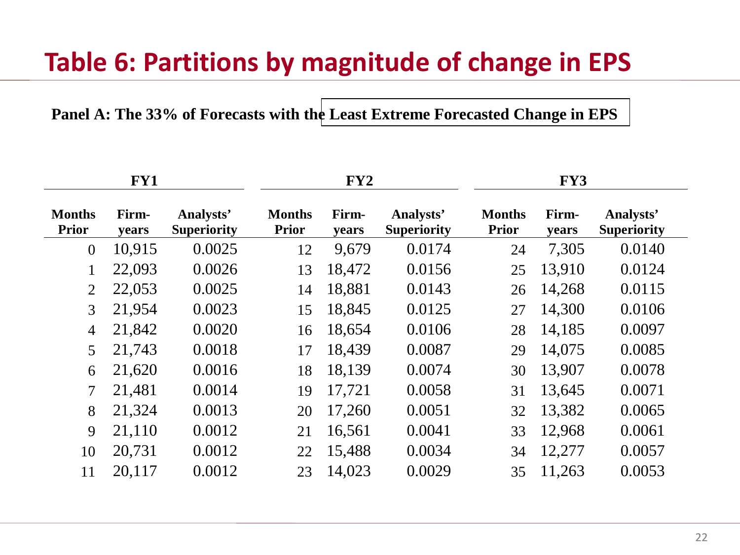# Table 6: Partitions by magnitude of change in EPS

**Panel A: The 33% of Forecasts with the Least Extreme Forecasted Change in EPS**

| FY1 | | | FY2 | | | FY3 | | |
|---|---|---|---|---|---|---|---|---|
| **Months Prior** | **Firm-years** | **Analysts' Superiority** | **Months Prior** | **Firm-years** | **Analysts' Superiority** | **Months Prior** | **Firm-years** | **Analysts' Superiority** |
| 0 | 10,915 | 0.0025 | 12 | 9,679 | 0.0174 | 24 | 7,305 | 0.0140 |
| 1 | 22,093 | 0.0026 | 13 | 18,472 | 0.0156 | 25 | 13,910 | 0.0124 |
| 2 | 22,053 | 0.0025 | 14 | 18,881 | 0.0143 | 26 | 14,268 | 0.0115 |
| 3 | 21,954 | 0.0023 | 15 | 18,845 | 0.0125 | 27 | 14,300 | 0.0106 |
| 4 | 21,842 | 0.0020 | 16 | 18,654 | 0.0106 | 28 | 14,185 | 0.0097 |
| 5 | 21,743 | 0.0018 | 17 | 18,439 | 0.0087 | 29 | 14,075 | 0.0085 |
| 6 | 21,620 | 0.0016 | 18 | 18,139 | 0.0074 | 30 | 13,907 | 0.0078 |
| 7 | 21,481 | 0.0014 | 19 | 17,721 | 0.0058 | 31 | 13,645 | 0.0071 |
| 8 | 21,324 | 0.0013 | 20 | 17,260 | 0.0051 | 32 | 13,382 | 0.0065 |
| 9 | 21,110 | 0.0012 | 21 | 16,561 | 0.0041 | 33 | 12,968 | 0.0061 |
| 10 | 20,731 | 0.0012 | 22 | 15,488 | 0.0034 | 34 | 12,277 | 0.0057 |
| 11 | 20,117 | 0.0012 | 23 | 14,023 | 0.0029 | 35 | 11,263 | 0.0053 |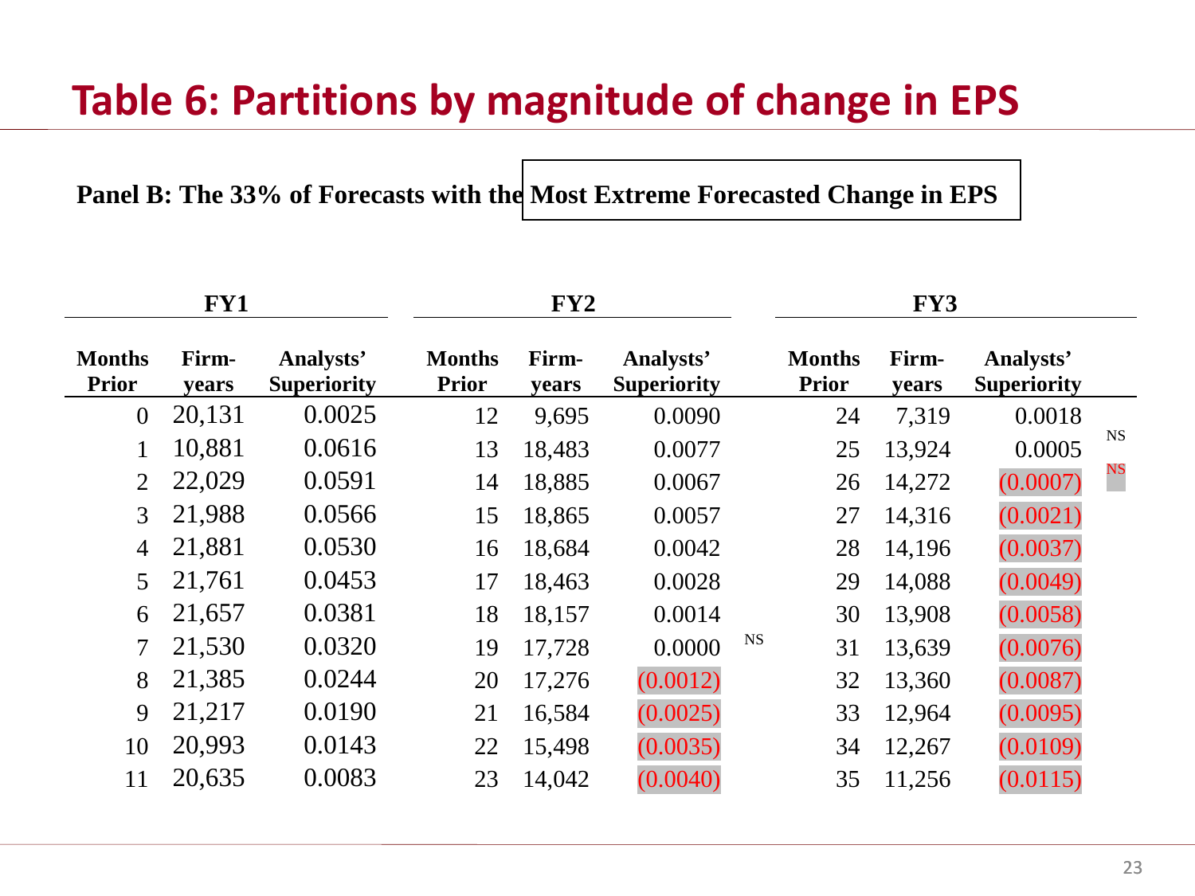# Table 6: Partitions by magnitude of change in EPS

**Panel B: The 33% of Forecasts with the Most Extreme Forecasted Change in EPS**

| FY1 | | | FY2 | | | | FY3 | | | |
|---|---|---|---|---|---|---|---|---|---|---|
| **Months Prior** | **Firm-years** | **Analysts' Superiority** | **Months Prior** | **Firm-years** | **Analysts' Superiority** | | **Months Prior** | **Firm-years** | **Analysts' Superiority** | |
| 0 | 20,131 | 0.0025 | 12 | 9,695 | 0.0090 | | 24 | 7,319 | 0.0018 | |
| 1 | 10,881 | 0.0616 | 13 | 18,483 | 0.0077 | | 25 | 13,924 | 0.0005 | NS |
| 2 | 22,029 | 0.0591 | 14 | 18,885 | 0.0067 | | 26 | 14,272 | (0.0007) | NS |
| 3 | 21,988 | 0.0566 | 15 | 18,865 | 0.0057 | | 27 | 14,316 | (0.0021) | |
| 4 | 21,881 | 0.0530 | 16 | 18,684 | 0.0042 | | 28 | 14,196 | (0.0037) | |
| 5 | 21,761 | 0.0453 | 17 | 18,463 | 0.0028 | | 29 | 14,088 | (0.0049) | |
| 6 | 21,657 | 0.0381 | 18 | 18,157 | 0.0014 | | 30 | 13,908 | (0.0058) | |
| 7 | 21,530 | 0.0320 | 19 | 17,728 | 0.0000 | NS | 31 | 13,639 | (0.0076) | |
| 8 | 21,385 | 0.0244 | 20 | 17,276 | (0.0012) | | 32 | 13,360 | (0.0087) | |
| 9 | 21,217 | 0.0190 | 21 | 16,584 | (0.0025) | | 33 | 12,964 | (0.0095) | |
| 10 | 20,993 | 0.0143 | 22 | 15,498 | (0.0035) | | 34 | 12,267 | (0.0109) | |
| 11 | 20,635 | 0.0083 | 23 | 14,042 | (0.0040) | | 35 | 11,256 | (0.0115) | |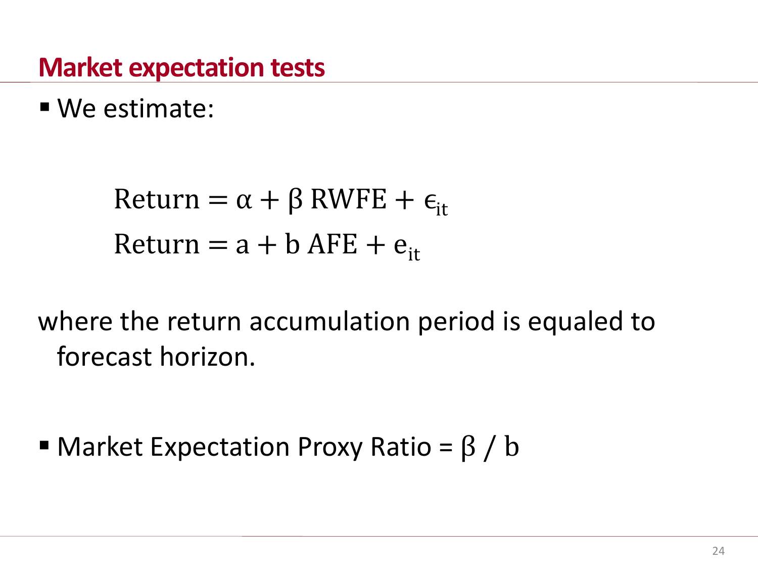# Market expectation tests

- We estimate:

$$\text{Return} = \alpha + \beta \text{ RWFE} + \epsilon_{it}$$
$$\text{Return} = \text{a} + \text{b AFE} + \text{e}_{it}$$

where the return accumulation period is equaled to forecast horizon.

- Market Expectation Proxy Ratio = $\beta$ / b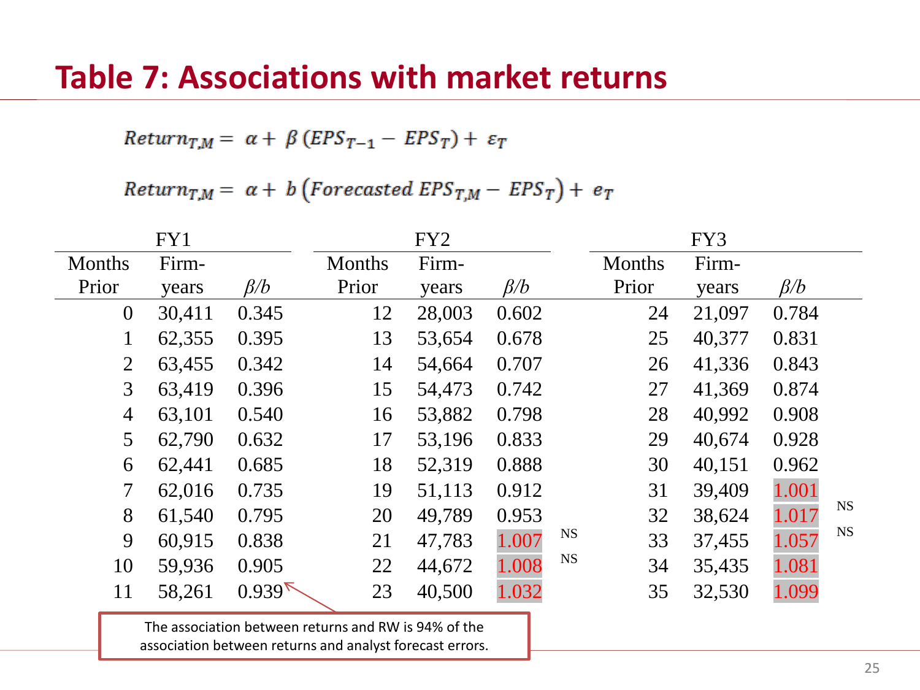# Table 7: Associations with market returns

$$Return_{T,M} = \alpha + \beta\,(EPS_{T-1} - EPS_T) + \varepsilon_T$$

$$Return_{T,M} = \alpha + b\left(Forecasted\ EPS_{T,M} - EPS_T\right) + e_T$$

| FY1 | | | FY2 | | | | FY3 | | | |
|---|---|---|---|---|---|---|---|---|---|---|
| Months Prior | Firm-years | $\beta/b$ | Months Prior | Firm-years | $\beta/b$ | | Months Prior | Firm-years | $\beta/b$ | |
| 0 | 30,411 | 0.345 | 12 | 28,003 | 0.602 | | 24 | 21,097 | 0.784 | |
| 1 | 62,355 | 0.395 | 13 | 53,654 | 0.678 | | 25 | 40,377 | 0.831 | |
| 2 | 63,455 | 0.342 | 14 | 54,664 | 0.707 | | 26 | 41,336 | 0.843 | |
| 3 | 63,419 | 0.396 | 15 | 54,473 | 0.742 | | 27 | 41,369 | 0.874 | |
| 4 | 63,101 | 0.540 | 16 | 53,882 | 0.798 | | 28 | 40,992 | 0.908 | |
| 5 | 62,790 | 0.632 | 17 | 53,196 | 0.833 | | 29 | 40,674 | 0.928 | |
| 6 | 62,441 | 0.685 | 18 | 52,319 | 0.888 | | 30 | 40,151 | 0.962 | |
| 7 | 62,016 | 0.735 | 19 | 51,113 | 0.912 | | 31 | 39,409 | 1.001 | |
| 8 | 61,540 | 0.795 | 20 | 49,789 | 0.953 | | 32 | 38,624 | 1.017 | NS |
| 9 | 60,915 | 0.838 | 21 | 47,783 | 1.007 | NS | 33 | 37,455 | 1.057 | NS |
| 10 | 59,936 | 0.905 | 22 | 44,672 | 1.008 | NS | 34 | 35,435 | 1.081 | |
| 11 | 58,261 | 0.939 | 23 | 40,500 | 1.032 | | 35 | 32,530 | 1.099 | |

The association between returns and RW is 94% of the association between returns and analyst forecast errors.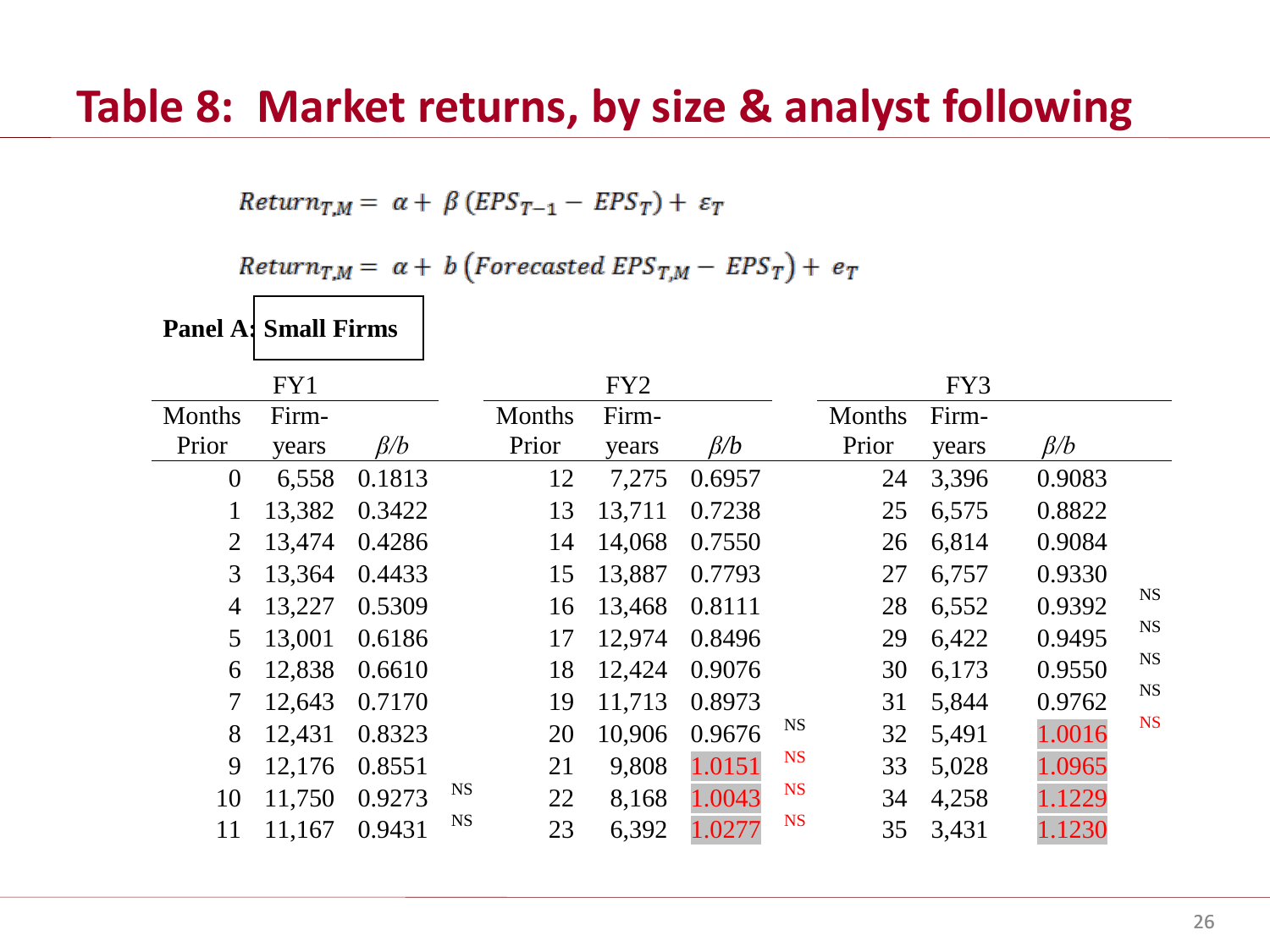# Table 8: Market returns, by size & analyst following

$$Return_{T,M} = \alpha + \beta\,(EPS_{T-1} - EPS_T) + \varepsilon_T$$

$$Return_{T,M} = \alpha + b\left(Forecasted\ EPS_{T,M} - EPS_T\right) + e_T$$

**Panel A: Small Firms**

| FY1 | | | | FY2 | | | | FY3 | | | |
|---|---|---|---|---|---|---|---|---|---|---|---|
| Months Prior | Firm-years | $\beta/b$ | | Months Prior | Firm-years | $\beta/b$ | | Months Prior | Firm-years | $\beta/b$ | |
| 0 | 6,558 | 0.1813 | | 12 | 7,275 | 0.6957 | | 24 | 3,396 | 0.9083 | |
| 1 | 13,382 | 0.3422 | | 13 | 13,711 | 0.7238 | | 25 | 6,575 | 0.8822 | |
| 2 | 13,474 | 0.4286 | | 14 | 14,068 | 0.7550 | | 26 | 6,814 | 0.9084 | |
| 3 | 13,364 | 0.4433 | | 15 | 13,887 | 0.7793 | | 27 | 6,757 | 0.9330 | |
| 4 | 13,227 | 0.5309 | | 16 | 13,468 | 0.8111 | | 28 | 6,552 | 0.9392 | NS |
| 5 | 13,001 | 0.6186 | | 17 | 12,974 | 0.8496 | | 29 | 6,422 | 0.9495 | NS |
| 6 | 12,838 | 0.6610 | | 18 | 12,424 | 0.9076 | | 30 | 6,173 | 0.9550 | NS |
| 7 | 12,643 | 0.7170 | | 19 | 11,713 | 0.8973 | | 31 | 5,844 | 0.9762 | NS |
| 8 | 12,431 | 0.8323 | | 20 | 10,906 | 0.9676 | NS | 32 | 5,491 | 1.0016 | NS |
| 9 | 12,176 | 0.8551 | | 21 | 9,808 | 1.0151 | NS | 33 | 5,028 | 1.0965 | |
| 10 | 11,750 | 0.9273 | NS | 22 | 8,168 | 1.0043 | NS | 34 | 4,258 | 1.1229 | |
| 11 | 11,167 | 0.9431 | NS | 23 | 6,392 | 1.0277 | NS | 35 | 3,431 | 1.1230 | |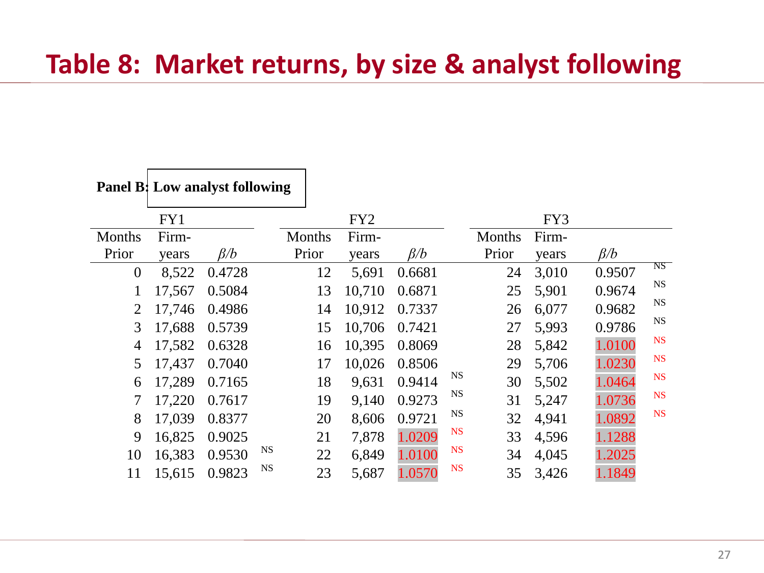# Table 8: Market returns, by size & analyst following

**Panel B: Low analyst following**

| FY1 | | | | FY2 | | | | FY3 | | | |
|---|---|---|---|---|---|---|---|---|---|---|---|
| Months Prior | Firm-years | $\beta/b$ | | Months Prior | Firm-years | $\beta/b$ | | Months Prior | Firm-years | $\beta/b$ | |
| 0 | 8,522 | 0.4728 | | 12 | 5,691 | 0.6681 | | 24 | 3,010 | 0.9507 | NS |
| 1 | 17,567 | 0.5084 | | 13 | 10,710 | 0.6871 | | 25 | 5,901 | 0.9674 | NS |
| 2 | 17,746 | 0.4986 | | 14 | 10,912 | 0.7337 | | 26 | 6,077 | 0.9682 | NS |
| 3 | 17,688 | 0.5739 | | 15 | 10,706 | 0.7421 | | 27 | 5,993 | 0.9786 | NS |
| 4 | 17,582 | 0.6328 | | 16 | 10,395 | 0.8069 | | 28 | 5,842 | 1.0100 | NS |
| 5 | 17,437 | 0.7040 | | 17 | 10,026 | 0.8506 | | 29 | 5,706 | 1.0230 | NS |
| 6 | 17,289 | 0.7165 | | 18 | 9,631 | 0.9414 | NS | 30 | 5,502 | 1.0464 | NS |
| 7 | 17,220 | 0.7617 | | 19 | 9,140 | 0.9273 | NS | 31 | 5,247 | 1.0736 | NS |
| 8 | 17,039 | 0.8377 | | 20 | 8,606 | 0.9721 | NS | 32 | 4,941 | 1.0892 | NS |
| 9 | 16,825 | 0.9025 | | 21 | 7,878 | 1.0209 | NS | 33 | 4,596 | 1.1288 | |
| 10 | 16,383 | 0.9530 | NS | 22 | 6,849 | 1.0100 | NS | 34 | 4,045 | 1.2025 | |
| 11 | 15,615 | 0.9823 | NS | 23 | 5,687 | 1.0570 | NS | 35 | 3,426 | 1.1849 | |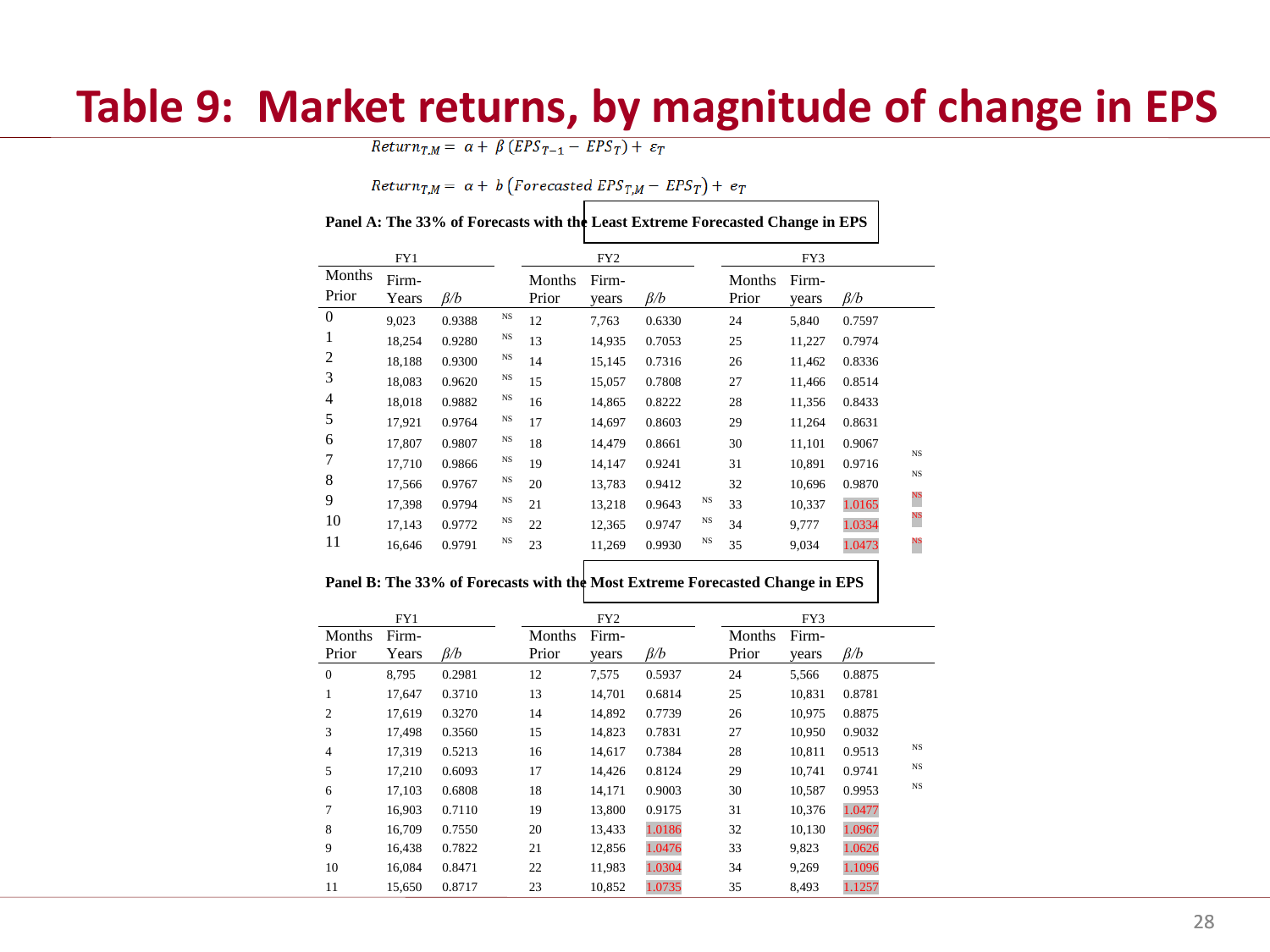# Table 9: Market returns, by magnitude of change in EPS

$$Return_{T,M} = \alpha + \beta\,(EPS_{T-1} - EPS_T) + \varepsilon_T$$

$$Return_{T,M} = \alpha + b\,(Forecasted\ EPS_{T,M} - EPS_T) + e_T$$

**Panel A: The 33% of Forecasts with the Least Extreme Forecasted Change in EPS**

| FY1 | | | | FY2 | | | | FY3 | | | |
|---|---|---|---|---|---|---|---|---|---|---|---|
| Months Prior | Firm-Years | $\beta/b$ | | Months Prior | Firm-years | $\beta/b$ | | Months Prior | Firm-years | $\beta/b$ | |
| 0 | 9,023 | 0.9388 | NS | 12 | 7,763 | 0.6330 | | 24 | 5,840 | 0.7597 | |
| 1 | 18,254 | 0.9280 | NS | 13 | 14,935 | 0.7053 | | 25 | 11,227 | 0.7974 | |
| 2 | 18,188 | 0.9300 | NS | 14 | 15,145 | 0.7316 | | 26 | 11,462 | 0.8336 | |
| 3 | 18,083 | 0.9620 | NS | 15 | 15,057 | 0.7808 | | 27 | 11,466 | 0.8514 | |
| 4 | 18,018 | 0.9882 | NS | 16 | 14,865 | 0.8222 | | 28 | 11,356 | 0.8433 | |
| 5 | 17,921 | 0.9764 | NS | 17 | 14,697 | 0.8603 | | 29 | 11,264 | 0.8631 | |
| 6 | 17,807 | 0.9807 | NS | 18 | 14,479 | 0.8661 | | 30 | 11,101 | 0.9067 | NS |
| 7 | 17,710 | 0.9866 | NS | 19 | 14,147 | 0.9241 | | 31 | 10,891 | 0.9716 | NS |
| 8 | 17,566 | 0.9767 | NS | 20 | 13,783 | 0.9412 | | 32 | 10,696 | 0.9870 | NS |
| 9 | 17,398 | 0.9794 | NS | 21 | 13,218 | 0.9643 | NS | 33 | 10,337 | 1.0165 | NS |
| 10 | 17,143 | 0.9772 | NS | 22 | 12,365 | 0.9747 | NS | 34 | 9,777 | 1.0334 | NS |
| 11 | 16,646 | 0.9791 | NS | 23 | 11,269 | 0.9930 | NS | 35 | 9,034 | 1.0473 | NS |

**Panel B: The 33% of Forecasts with the Most Extreme Forecasted Change in EPS**

| FY1 | | | FY2 | | | FY3 | | | |
|---|---|---|---|---|---|---|---|---|---|
| Months Prior | Firm-Years | $\beta/b$ | Months Prior | Firm-years | $\beta/b$ | Months Prior | Firm-years | $\beta/b$ | |
| 0 | 8,795 | 0.2981 | 12 | 7,575 | 0.5937 | 24 | 5,566 | 0.8875 | |
| 1 | 17,647 | 0.3710 | 13 | 14,701 | 0.6814 | 25 | 10,831 | 0.8781 | |
| 2 | 17,619 | 0.3270 | 14 | 14,892 | 0.7739 | 26 | 10,975 | 0.8875 | |
| 3 | 17,498 | 0.3560 | 15 | 14,823 | 0.7831 | 27 | 10,950 | 0.9032 | |
| 4 | 17,319 | 0.5213 | 16 | 14,617 | 0.7384 | 28 | 10,811 | 0.9513 | NS |
| 5 | 17,210 | 0.6093 | 17 | 14,426 | 0.8124 | 29 | 10,741 | 0.9741 | NS |
| 6 | 17,103 | 0.6808 | 18 | 14,171 | 0.9003 | 30 | 10,587 | 0.9953 | NS |
| 7 | 16,903 | 0.7110 | 19 | 13,800 | 0.9175 | 31 | 10,376 | 1.0477 | |
| 8 | 16,709 | 0.7550 | 20 | 13,433 | 1.0186 | 32 | 10,130 | 1.0967 | |
| 9 | 16,438 | 0.7822 | 21 | 12,856 | 1.0476 | 33 | 9,823 | 1.0626 | |
| 10 | 16,084 | 0.8471 | 22 | 11,983 | 1.0304 | 34 | 9,269 | 1.1096 | |
| 11 | 15,650 | 0.8717 | 23 | 10,852 | 1.0735 | 35 | 8,493 | 1.1257 | |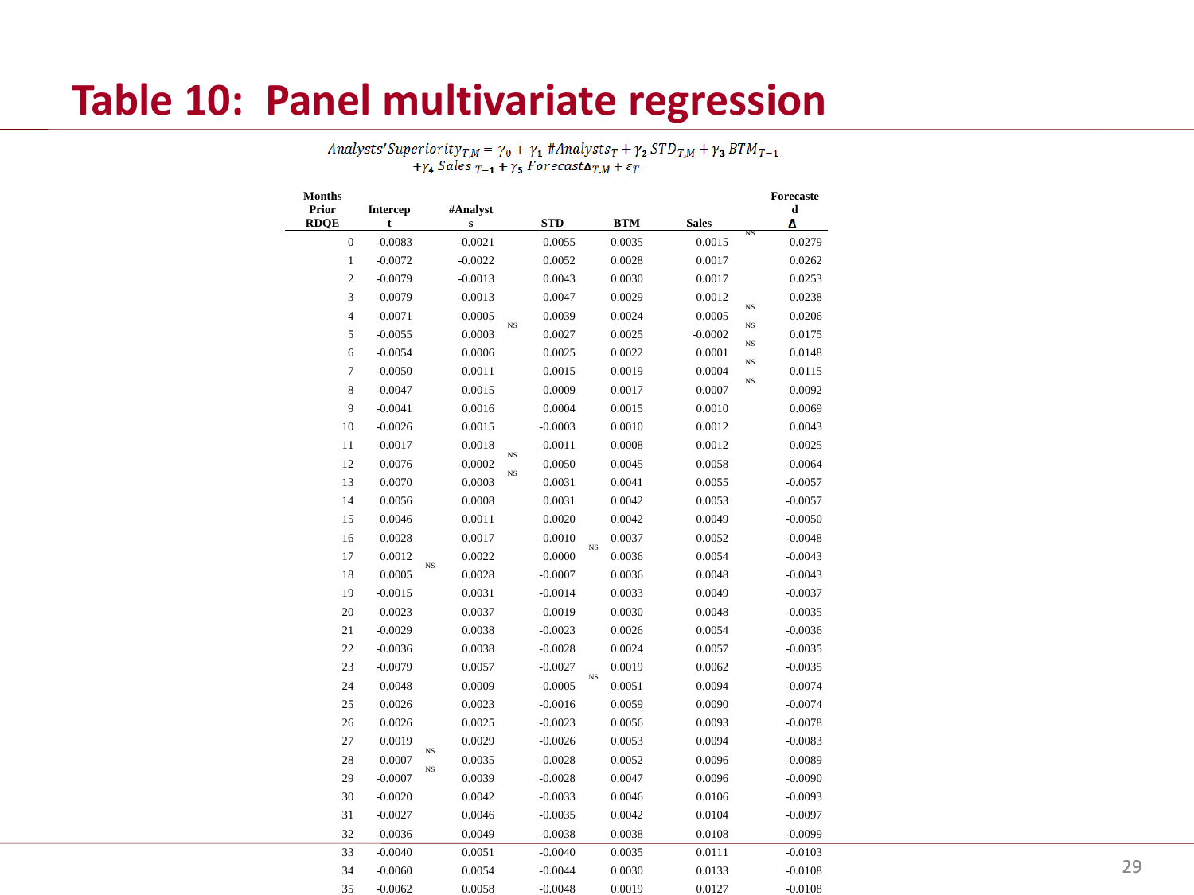# Table 10: Panel multivariate regression

$$Analysts'Superiority_{T,M} = \gamma_0 + \gamma_1\ \#Analysts_T + \gamma_2\ STD_{T,M} + \gamma_3\ BTM_{T-1} + \gamma_4\ Sales_{T-1} + \gamma_5\ Forecast\Delta_{T,M} + \varepsilon_T$$

| Months Prior RDQE | Intercept | #Analysts | STD | BTM | Sales | Forecasted Δ |
|---|---|---|---|---|---|---|
| 0 | -0.0083 | -0.0021 | 0.0055 | 0.0035 | 0.0015 $^{NS}$ | 0.0279 |
| 1 | -0.0072 | -0.0022 | 0.0052 | 0.0028 | 0.0017 | 0.0262 |
| 2 | -0.0079 | -0.0013 | 0.0043 | 0.0030 | 0.0017 | 0.0253 |
| 3 | -0.0079 | -0.0013 | 0.0047 | 0.0029 | 0.0012 | 0.0238 |
| 4 | -0.0071 | -0.0005 | 0.0039 | 0.0024 | 0.0005 $^{NS}$ | 0.0206 |
| 5 | -0.0055 | 0.0003 $^{NS}$ | 0.0027 | 0.0025 | -0.0002 $^{NS}$ | 0.0175 |
| 6 | -0.0054 | 0.0006 | 0.0025 | 0.0022 | 0.0001 $^{NS}$ | 0.0148 |
| 7 | -0.0050 | 0.0011 | 0.0015 | 0.0019 | 0.0004 $^{NS}$ | 0.0115 |
| 8 | -0.0047 | 0.0015 | 0.0009 | 0.0017 | 0.0007 $^{NS}$ | 0.0092 |
| 9 | -0.0041 | 0.0016 | 0.0004 | 0.0015 | 0.0010 | 0.0069 |
| 10 | -0.0026 | 0.0015 | -0.0003 | 0.0010 | 0.0012 | 0.0043 |
| 11 | -0.0017 | 0.0018 | -0.0011 | 0.0008 | 0.0012 | 0.0025 |
| 12 | 0.0076 | -0.0002 $^{NS}$ | 0.0050 | 0.0045 | 0.0058 | -0.0064 |
| 13 | 0.0070 | 0.0003 $^{NS}$ | 0.0031 | 0.0041 | 0.0055 | -0.0057 |
| 14 | 0.0056 | 0.0008 | 0.0031 | 0.0042 | 0.0053 | -0.0057 |
| 15 | 0.0046 | 0.0011 | 0.0020 | 0.0042 | 0.0049 | -0.0050 |
| 16 | 0.0028 | 0.0017 | 0.0010 | 0.0037 | 0.0052 | -0.0048 |
| 17 | 0.0012 | 0.0022 | 0.0000 $^{NS}$ | 0.0036 | 0.0054 | -0.0043 |
| 18 | 0.0005 $^{NS}$ | 0.0028 | -0.0007 | 0.0036 | 0.0048 | -0.0043 |
| 19 | -0.0015 | 0.0031 | -0.0014 | 0.0033 | 0.0049 | -0.0037 |
| 20 | -0.0023 | 0.0037 | -0.0019 | 0.0030 | 0.0048 | -0.0035 |
| 21 | -0.0029 | 0.0038 | -0.0023 | 0.0026 | 0.0054 | -0.0036 |
| 22 | -0.0036 | 0.0038 | -0.0028 | 0.0024 | 0.0057 | -0.0035 |
| 23 | -0.0079 | 0.0057 | -0.0027 | 0.0019 | 0.0062 | -0.0035 |
| 24 | 0.0048 | 0.0009 | -0.0005 $^{NS}$ | 0.0051 | 0.0094 | -0.0074 |
| 25 | 0.0026 | 0.0023 | -0.0016 | 0.0059 | 0.0090 | -0.0074 |
| 26 | 0.0026 | 0.0025 | -0.0023 | 0.0056 | 0.0093 | -0.0078 |
| 27 | 0.0019 | 0.0029 | -0.0026 | 0.0053 | 0.0094 | -0.0083 |
| 28 | 0.0007 $^{NS}$ | 0.0035 | -0.0028 | 0.0052 | 0.0096 | -0.0089 |
| 29 | -0.0007 $^{NS}$ | 0.0039 | -0.0028 | 0.0047 | 0.0096 | -0.0090 |
| 30 | -0.0020 | 0.0042 | -0.0033 | 0.0046 | 0.0106 | -0.0093 |
| 31 | -0.0027 | 0.0046 | -0.0035 | 0.0042 | 0.0104 | -0.0097 |
| 32 | -0.0036 | 0.0049 | -0.0038 | 0.0038 | 0.0108 | -0.0099 |
| 33 | -0.0040 | 0.0051 | -0.0040 | 0.0035 | 0.0111 | -0.0103 |
| 34 | -0.0060 | 0.0054 | -0.0044 | 0.0030 | 0.0133 | -0.0108 |
| 35 | -0.0062 | 0.0058 | -0.0048 | 0.0019 | 0.0127 | -0.0108 |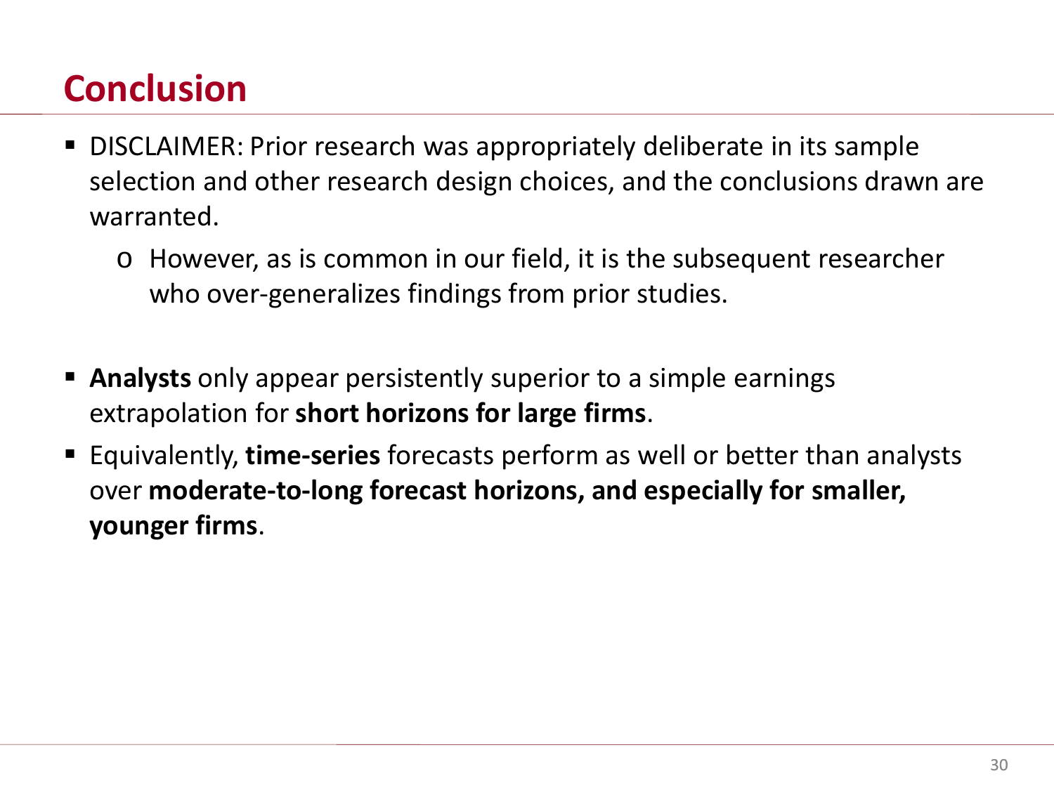# Conclusion

- DISCLAIMER: Prior research was appropriately deliberate in its sample selection and other research design choices, and the conclusions drawn are warranted.
  - However, as is common in our field, it is the subsequent researcher who over-generalizes findings from prior studies.

- **Analysts** only appear persistently superior to a simple earnings extrapolation for **short horizons for large firms**.
- Equivalently, **time-series** forecasts perform as well or better than analysts over **moderate-to-long forecast horizons, and especially for smaller, younger firms**.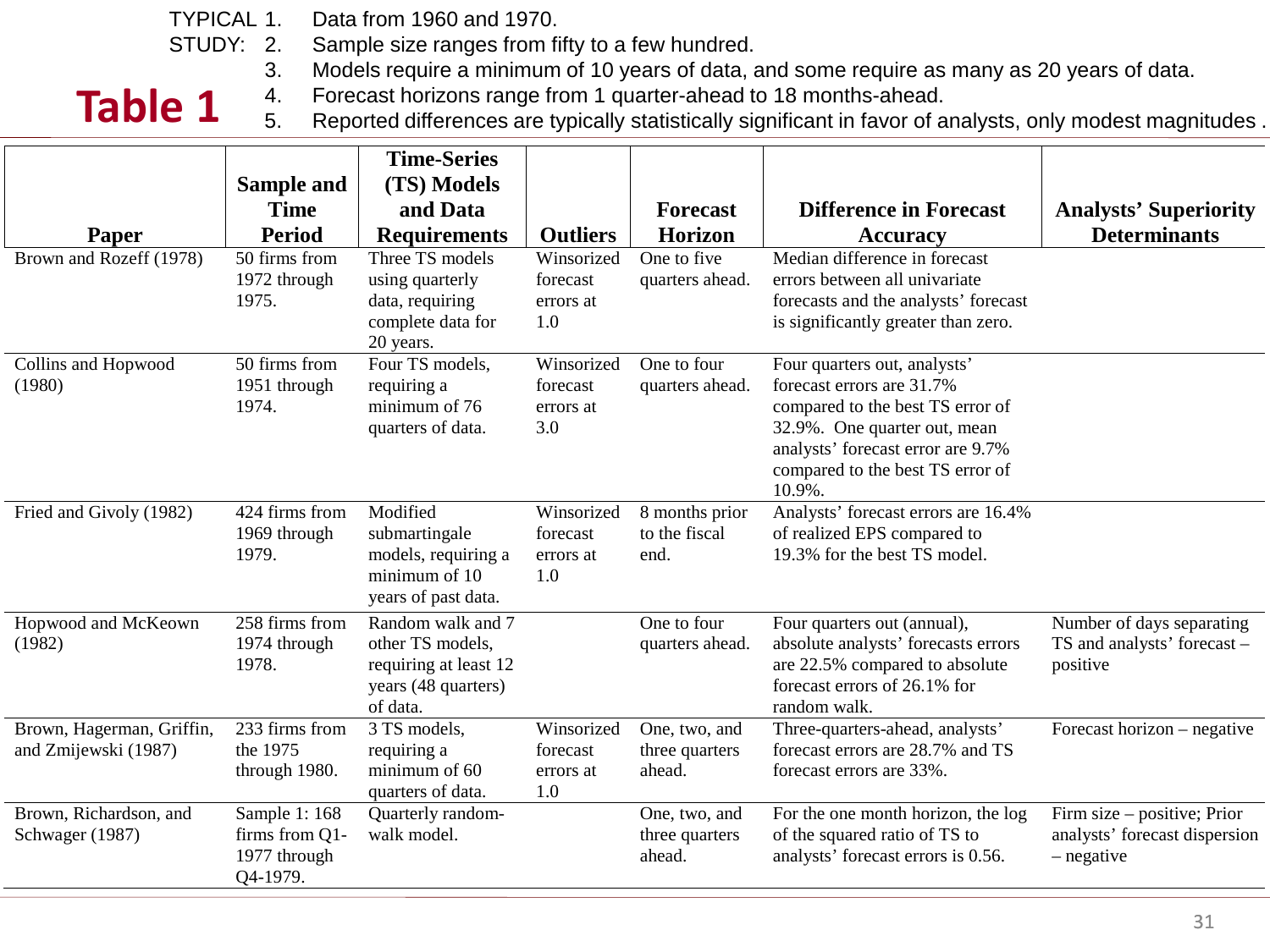# Table 1

TYPICAL STUDY:

1. Data from 1960 and 1970.
2. Sample size ranges from fifty to a few hundred.
3. Models require a minimum of 10 years of data, and some require as many as 20 years of data.
4. Forecast horizons range from 1 quarter-ahead to 18 months-ahead.
5. Reported differences are typically statistically significant in favor of analysts, only modest magnitudes .

| Paper | Sample and Time Period | Time-Series (TS) Models and Data Requirements | Outliers | Forecast Horizon | Difference in Forecast Accuracy | Analysts' Superiority Determinants |
|---|---|---|---|---|---|---|
| Brown and Rozeff (1978) | 50 firms from 1972 through 1975. | Three TS models using quarterly data, requiring complete data for 20 years. | Winsorized forecast errors at 1.0 | One to five quarters ahead. | Median difference in forecast errors between all univariate forecasts and the analysts' forecast is significantly greater than zero. | |
| Collins and Hopwood (1980) | 50 firms from 1951 through 1974. | Four TS models, requiring a minimum of 76 quarters of data. | Winsorized forecast errors at 3.0 | One to four quarters ahead. | Four quarters out, analysts' forecast errors are 31.7% compared to the best TS error of 32.9%. One quarter out, mean analysts' forecast error are 9.7% compared to the best TS error of 10.9%. | |
| Fried and Givoly (1982) | 424 firms from 1969 through 1979. | Modified submartingale models, requiring a minimum of 10 years of past data. | Winsorized forecast errors at 1.0 | 8 months prior to the fiscal end. | Analysts' forecast errors are 16.4% of realized EPS compared to 19.3% for the best TS model. | |
| Hopwood and McKeown (1982) | 258 firms from 1974 through 1978. | Random walk and 7 other TS models, requiring at least 12 years (48 quarters) of data. | | One to four quarters ahead. | Four quarters out (annual), absolute analysts' forecasts errors are 22.5% compared to absolute forecast errors of 26.1% for random walk. | Number of days separating TS and analysts' forecast – positive |
| Brown, Hagerman, Griffin, and Zmijewski (1987) | 233 firms from the 1975 through 1980. | 3 TS models, requiring a minimum of 60 quarters of data. | Winsorized forecast errors at 1.0 | One, two, and three quarters ahead. | Three-quarters-ahead, analysts' forecast errors are 28.7% and TS forecast errors are 33%. | Forecast horizon – negative |
| Brown, Richardson, and Schwager (1987) | Sample 1: 168 firms from Q1-1977 through Q4-1979. | Quarterly random-walk model. | | One, two, and three quarters ahead. | For the one month horizon, the log of the squared ratio of TS to analysts' forecast errors is 0.56. | Firm size – positive; Prior analysts' forecast dispersion – negative |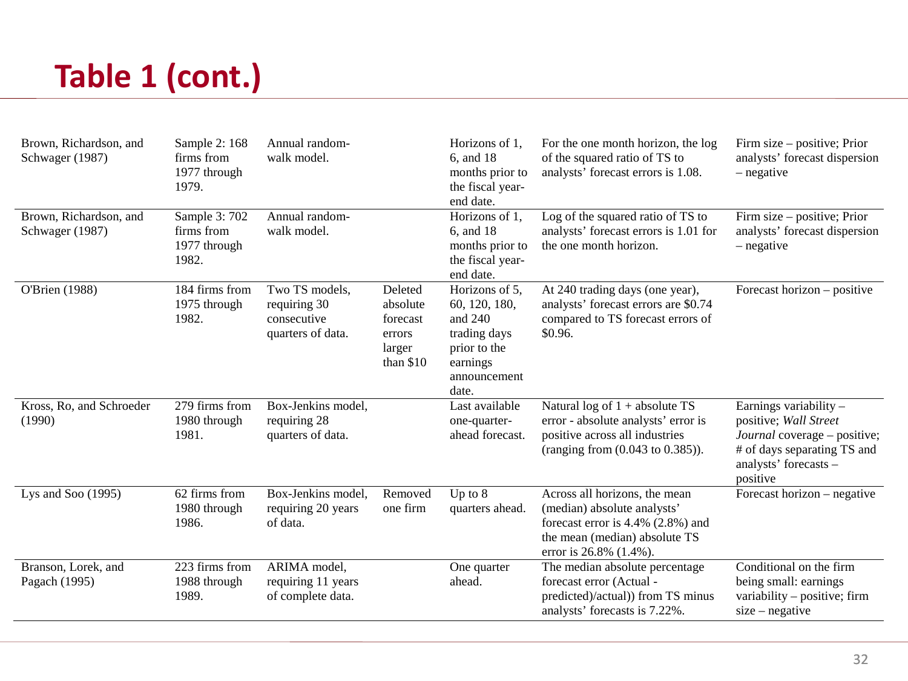# Table 1 (cont.)

| | | | | | | |
|---|---|---|---|---|---|---|
| Brown, Richardson, and Schwager (1987) | Sample 2: 168 firms from 1977 through 1979. | Annual random-walk model. | | Horizons of 1, 6, and 18 months prior to the fiscal year-end date. | For the one month horizon, the log of the squared ratio of TS to analysts' forecast errors is 1.08. | Firm size – positive; Prior analysts' forecast dispersion – negative |
| Brown, Richardson, and Schwager (1987) | Sample 3: 702 firms from 1977 through 1982. | Annual random-walk model. | | Horizons of 1, 6, and 18 months prior to the fiscal year-end date. | Log of the squared ratio of TS to analysts' forecast errors is 1.01 for the one month horizon. | Firm size – positive; Prior analysts' forecast dispersion – negative |
| O'Brien (1988) | 184 firms from 1975 through 1982. | Two TS models, requiring 30 consecutive quarters of data. | Deleted absolute forecast errors larger than $10 | Horizons of 5, 60, 120, 180, and 240 trading days prior to the earnings announcement date. | At 240 trading days (one year), analysts' forecast errors are $0.74 compared to TS forecast errors of $0.96. | Forecast horizon – positive |
| Kross, Ro, and Schroeder (1990) | 279 firms from 1980 through 1981. | Box-Jenkins model, requiring 28 quarters of data. | | Last available one-quarter-ahead forecast. | Natural log of 1 + absolute TS error - absolute analysts' error is positive across all industries (ranging from (0.043 to 0.385)). | Earnings variability – positive; *Wall Street Journal* coverage – positive; # of days separating TS and analysts' forecasts – positive |
| Lys and Soo (1995) | 62 firms from 1980 through 1986. | Box-Jenkins model, requiring 20 years of data. | Removed one firm | Up to 8 quarters ahead. | Across all horizons, the mean (median) absolute analysts' forecast error is 4.4% (2.8%) and the mean (median) absolute TS error is 26.8% (1.4%). | Forecast horizon – negative |
| Branson, Lorek, and Pagach (1995) | 223 firms from 1988 through 1989. | ARIMA model, requiring 11 years of complete data. | | One quarter ahead. | The median absolute percentage forecast error (Actual - predicted)/actual)) from TS minus analysts' forecasts is 7.22%. | Conditional on the firm being small: earnings variability – positive; firm size – negative |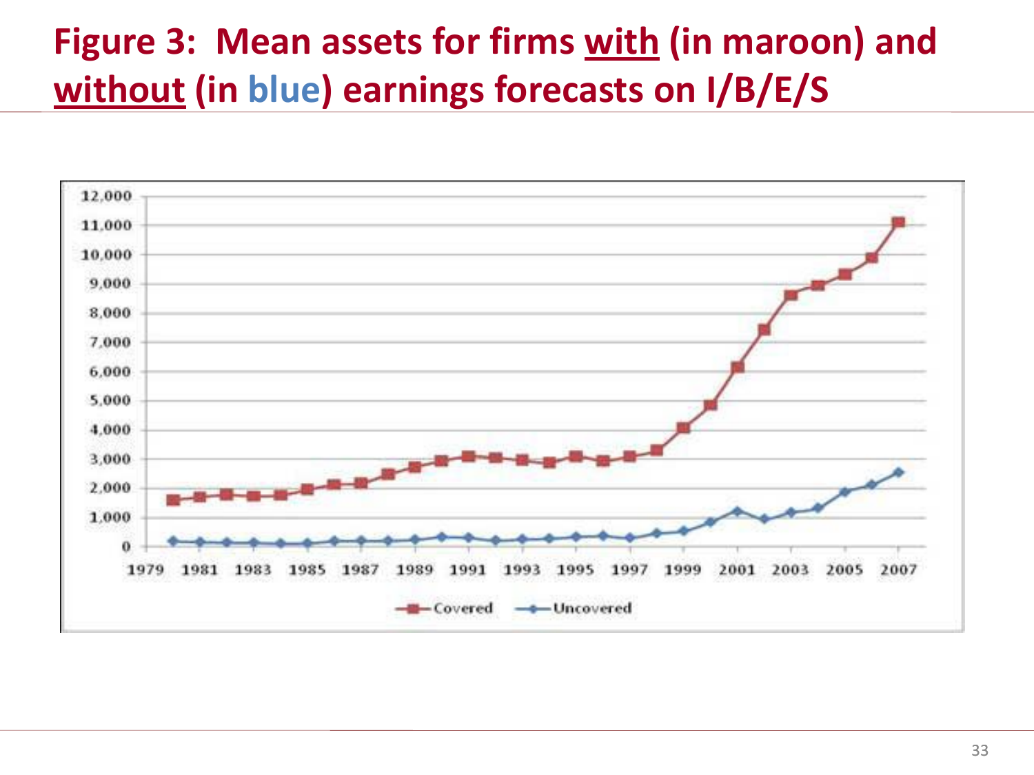# Figure 3: Mean assets for firms with (in maroon) and without (in blue) earnings forecasts on I/B/E/S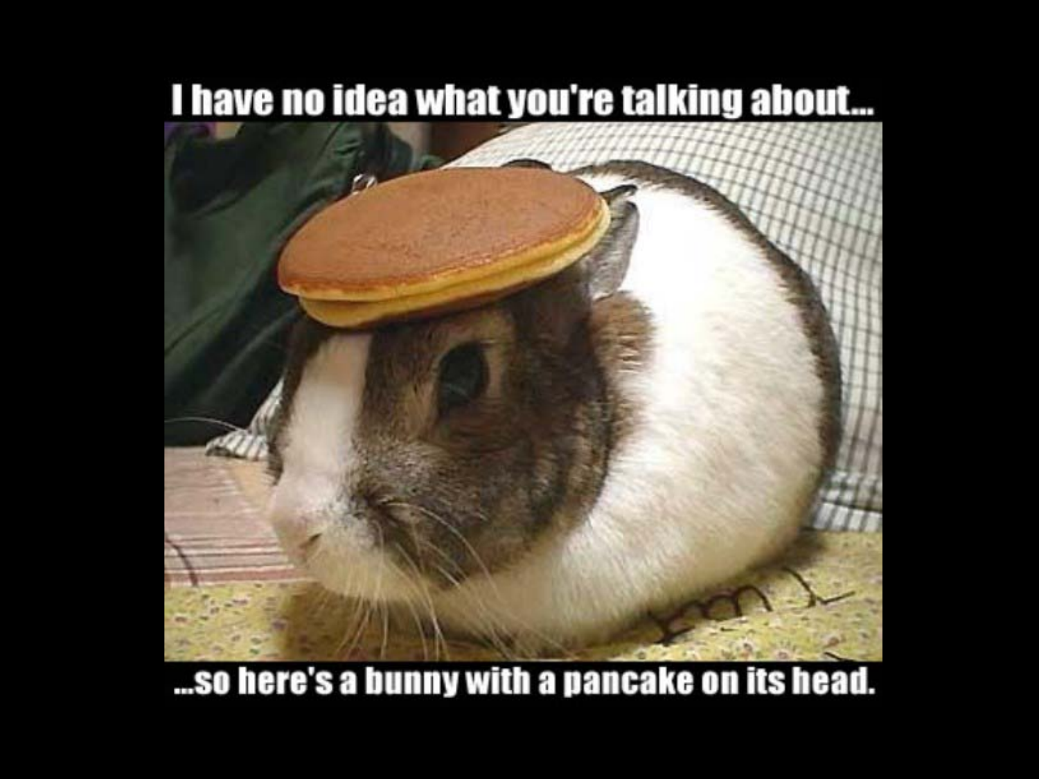I have no idea what you're talking about...

...so here's a bunny with a pancake on its head.